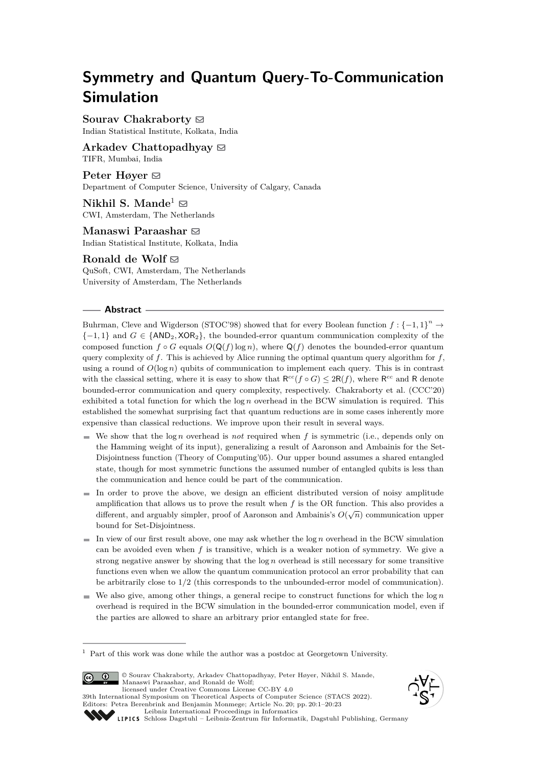# Symmetry and Quantum Query-To-Communication Simulation

**Sourav Chakraborty** ✉
Indian Statistical Institute, Kolkata, India

**Arkadev Chattopadhyay** ✉
TIFR, Mumbai, India

**Peter Høyer** ✉
Department of Computer Science, University of Calgary, Canada

**Nikhil S. Mande**[1] ✉
CWI, Amsterdam, The Netherlands

**Manaswi Paraashar** ✉
Indian Statistical Institute, Kolkata, India

**Ronald de Wolf** ✉
QuSoft, CWI, Amsterdam, The Netherlands
University of Amsterdam, The Netherlands

## Abstract

Buhrman, Cleve and Wigderson (STOC'98) showed that for every Boolean function $f : \{-1,1\}^n \to \{-1,1\}$ and $G \in \{\mathsf{AND}_2, \mathsf{XOR}_2\}$, the bounded-error quantum communication complexity of the composed function $f \circ G$ equals $O(\mathsf{Q}(f) \log n)$, where $\mathsf{Q}(f)$ denotes the bounded-error quantum query complexity of $f$. This is achieved by Alice running the optimal quantum query algorithm for $f$, using a round of $O(\log n)$ qubits of communication to implement each query. This is in contrast with the classical setting, where it is easy to show that $\mathsf{R}^{cc}(f \circ G) \leq 2\mathsf{R}(f)$, where $\mathsf{R}^{cc}$ and $\mathsf{R}$ denote bounded-error communication and query complexity, respectively. Chakraborty et al. (CCC'20) exhibited a total function for which the $\log n$ overhead in the BCW simulation is required. This established the somewhat surprising fact that quantum reductions are in some cases inherently more expensive than classical reductions. We improve upon their result in several ways.

- We show that the $\log n$ overhead is *not* required when $f$ is symmetric (i.e., depends only on the Hamming weight of its input), generalizing a result of Aaronson and Ambainis for the Set-Disjointness function (Theory of Computing'05). Our upper bound assumes a shared entangled state, though for most symmetric functions the assumed number of entangled qubits is less than the communication and hence could be part of the communication.
- In order to prove the above, we design an efficient distributed version of noisy amplitude amplification that allows us to prove the result when $f$ is the OR function. This also provides a different, and arguably simpler, proof of Aaronson and Ambainis's $O(\sqrt{n})$ communication upper bound for Set-Disjointness.
- In view of our first result above, one may ask whether the $\log n$ overhead in the BCW simulation can be avoided even when $f$ is transitive, which is a weaker notion of symmetry. We give a strong negative answer by showing that the $\log n$ overhead is still necessary for some transitive functions even when we allow the quantum communication protocol an error probability that can be arbitrarily close to $1/2$ (this corresponds to the unbounded-error model of communication).
- We also give, among other things, a general recipe to construct functions for which the $\log n$ overhead is required in the BCW simulation in the bounded-error communication model, even if the parties are allowed to share an arbitrary prior entangled state for free.

[1] Part of this work was done while the author was a postdoc at Georgetown University.

© Sourav Chakraborty, Arkadev Chattopadhyay, Peter Høyer, Nikhil S. Mande, Manaswi Paraashar, and Ronald de Wolf;
licensed under Creative Commons License CC-BY 4.0
39th International Symposium on Theoretical Aspects of Computer Science (STACS 2022).
Editors: Petra Berenbrink and Benjamin Monmege; Article No. 20; pp. 20:1–20:23
Leibniz International Proceedings in Informatics
Schloss Dagstuhl – Leibniz-Zentrum für Informatik, Dagstuhl Publishing, Germany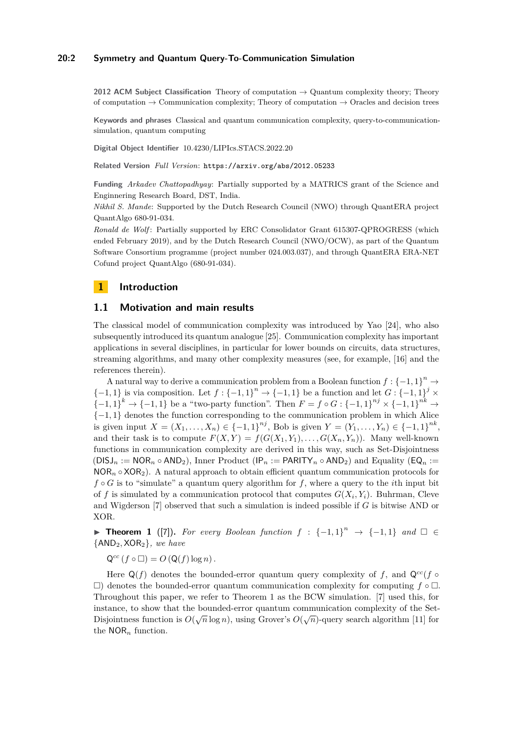**2012 ACM Subject Classification** Theory of computation → Quantum complexity theory; Theory of computation → Communication complexity; Theory of computation → Oracles and decision trees

**Keywords and phrases** Classical and quantum communication complexity, query-to-communication-simulation, quantum computing

**Digital Object Identifier** 10.4230/LIPIcs.STACS.2022.20

**Related Version** *Full Version*: https://arxiv.org/abs/2012.05233

**Funding** *Arkadev Chattopadhyay*: Partially supported by a MATRICS grant of the Science and Enginnering Research Board, DST, India.
*Nikhil S. Mande*: Supported by the Dutch Research Council (NWO) through QuantERA project QuantAlgo 680-91-034.
*Ronald de Wolf*: Partially supported by ERC Consolidator Grant 615307-QPROGRESS (which ended February 2019), and by the Dutch Research Council (NWO/OCW), as part of the Quantum Software Consortium programme (project number 024.003.037), and through QuantERA ERA-NET Cofund project QuantAlgo (680-91-034).

# 1 Introduction

## 1.1 Motivation and main results

The classical model of communication complexity was introduced by Yao [24], who also subsequently introduced its quantum analogue [25]. Communication complexity has important applications in several disciplines, in particular for lower bounds on circuits, data structures, streaming algorithms, and many other complexity measures (see, for example, [16] and the references therein).

A natural way to derive a communication problem from a Boolean function $f : \{-1,1\}^n \to \{-1,1\}$ is via composition. Let $f : \{-1,1\}^n \to \{-1,1\}$ be a function and let $G : \{-1,1\}^j \times \{-1,1\}^k \to \{-1,1\}$ be a "two-party function". Then $F = f \circ G : \{-1,1\}^{nj} \times \{-1,1\}^{nk} \to \{-1,1\}$ denotes the function corresponding to the communication problem in which Alice is given input $X = (X_1, \ldots, X_n) \in \{-1,1\}^{nj}$, Bob is given $Y = (Y_1, \ldots, Y_n) \in \{-1,1\}^{nk}$, and their task is to compute $F(X,Y) = f(G(X_1,Y_1), \ldots, G(X_n,Y_n))$. Many well-known functions in communication complexity are derived in this way, such as Set-Disjointness ($\mathsf{DISJ}_n := \mathsf{NOR}_n \circ \mathsf{AND}_2$), Inner Product ($\mathsf{IP}_n := \mathsf{PARITY}_n \circ \mathsf{AND}_2$) and Equality ($\mathsf{EQ}_n := \mathsf{NOR}_n \circ \mathsf{XOR}_2$). A natural approach to obtain efficient quantum communication protocols for $f \circ G$ is to "simulate" a quantum query algorithm for $f$, where a query to the $i$th input bit of $f$ is simulated by a communication protocol that computes $G(X_i, Y_i)$. Buhrman, Cleve and Wigderson [7] observed that such a simulation is indeed possible if $G$ is bitwise AND or XOR.

▶ **Theorem 1** ([7]). *For every Boolean function $f : \{-1,1\}^n \to \{-1,1\}$ and $\square \in \{\mathsf{AND}_2, \mathsf{XOR}_2\}$, we have*

$$\mathsf{Q}^{cc}(f \circ \square) = O(\mathsf{Q}(f) \log n).$$

Here $\mathsf{Q}(f)$ denotes the bounded-error quantum query complexity of $f$, and $\mathsf{Q}^{cc}(f \circ \square)$ denotes the bounded-error quantum communication complexity for computing $f \circ \square$. Throughout this paper, we refer to Theorem 1 as the BCW simulation. [7] used this, for instance, to show that the bounded-error quantum communication complexity of the Set-Disjointness function is $O(\sqrt{n} \log n)$, using Grover's $O(\sqrt{n})$-query search algorithm [11] for the $\mathsf{NOR}_n$ function.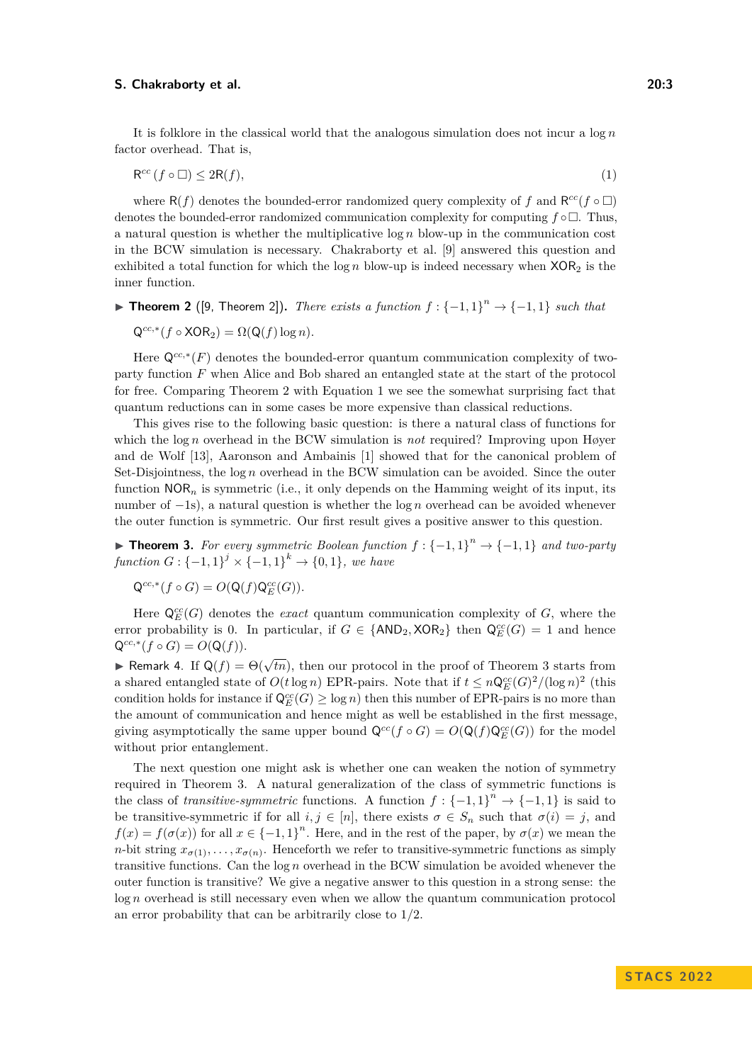It is folklore in the classical world that the analogous simulation does not incur a $\log n$ factor overhead. That is,

$$\mathsf{R}^{cc}(f \circ \Box) \leq 2\mathsf{R}(f), \tag{1}$$

where $\mathsf{R}(f)$ denotes the bounded-error randomized query complexity of $f$ and $\mathsf{R}^{cc}(f \circ \Box)$ denotes the bounded-error randomized communication complexity for computing $f \circ \Box$. Thus, a natural question is whether the multiplicative $\log n$ blow-up in the communication cost in the BCW simulation is necessary. Chakraborty et al. [9] answered this question and exhibited a total function for which the $\log n$ blow-up is indeed necessary when $\mathsf{XOR}_2$ is the inner function.

▶ **Theorem 2** ([9, Theorem 2]). *There exists a function $f : \{-1,1\}^n \to \{-1,1\}$ such that*

$$\mathsf{Q}^{cc,*}(f \circ \mathsf{XOR}_2) = \Omega(\mathsf{Q}(f) \log n).$$

Here $\mathsf{Q}^{cc,*}(F)$ denotes the bounded-error quantum communication complexity of two-party function $F$ when Alice and Bob shared an entangled state at the start of the protocol for free. Comparing Theorem 2 with Equation 1 we see the somewhat surprising fact that quantum reductions can in some cases be more expensive than classical reductions.

This gives rise to the following basic question: is there a natural class of functions for which the $\log n$ overhead in the BCW simulation is *not* required? Improving upon Høyer and de Wolf [13], Aaronson and Ambainis [1] showed that for the canonical problem of Set-Disjointness, the $\log n$ overhead in the BCW simulation can be avoided. Since the outer function $\mathsf{NOR}_n$ is symmetric (i.e., it only depends on the Hamming weight of its input, its number of $-1$s), a natural question is whether the $\log n$ overhead can be avoided whenever the outer function is symmetric. Our first result gives a positive answer to this question.

▶ **Theorem 3.** *For every symmetric Boolean function $f : \{-1,1\}^n \to \{-1,1\}$ and two-party function $G : \{-1,1\}^j \times \{-1,1\}^k \to \{0,1\}$, we have*

$$\mathsf{Q}^{cc,*}(f \circ G) = O(\mathsf{Q}(f)\mathsf{Q}_E^{cc}(G)).$$

Here $\mathsf{Q}_E^{cc}(G)$ denotes the *exact* quantum communication complexity of $G$, where the error probability is 0. In particular, if $G \in \{\mathsf{AND}_2, \mathsf{XOR}_2\}$ then $\mathsf{Q}_E^{cc}(G) = 1$ and hence $\mathsf{Q}^{cc,*}(f \circ G) = O(\mathsf{Q}(f))$.

▶ Remark 4. If $\mathsf{Q}(f) = \Theta(\sqrt{tn})$, then our protocol in the proof of Theorem 3 starts from a shared entangled state of $O(t \log n)$ EPR-pairs. Note that if $t \leq n\mathsf{Q}_E^{cc}(G)^2/(\log n)^2$ (this condition holds for instance if $\mathsf{Q}_E^{cc}(G) \geq \log n$) then this number of EPR-pairs is no more than the amount of communication and hence might as well be established in the first message, giving asymptotically the same upper bound $\mathsf{Q}^{cc}(f \circ G) = O(\mathsf{Q}(f)\mathsf{Q}_E^{cc}(G))$ for the model without prior entanglement.

The next question one might ask is whether one can weaken the notion of symmetry required in Theorem 3. A natural generalization of the class of symmetric functions is the class of *transitive-symmetric* functions. A function $f : \{-1,1\}^n \to \{-1,1\}$ is said to be transitive-symmetric if for all $i, j \in [n]$, there exists $\sigma \in S_n$ such that $\sigma(i) = j$, and $f(x) = f(\sigma(x))$ for all $x \in \{-1,1\}^n$. Here, and in the rest of the paper, by $\sigma(x)$ we mean the $n$-bit string $x_{\sigma(1)}, \ldots, x_{\sigma(n)}$. Henceforth we refer to transitive-symmetric functions as simply transitive functions. Can the $\log n$ overhead in the BCW simulation be avoided whenever the outer function is transitive? We give a negative answer to this question in a strong sense: the $\log n$ overhead is still necessary even when we allow the quantum communication protocol an error probability that can be arbitrarily close to $1/2$.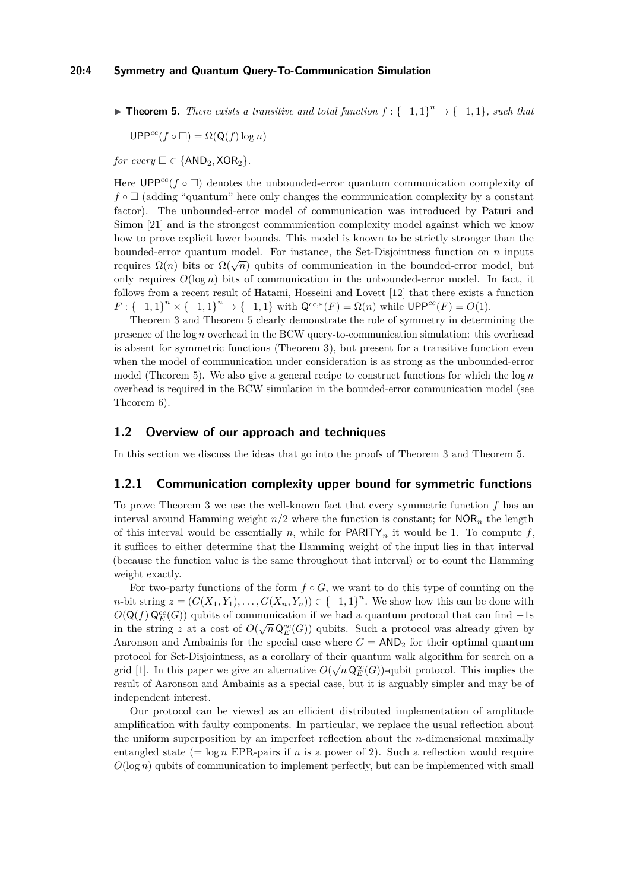▶ **Theorem 5.** *There exists a transitive and total function* $f : \{-1,1\}^n \to \{-1,1\}$*, such that*

$$\mathsf{UPP}^{cc}(f \circ \Box) = \Omega(\mathsf{Q}(f) \log n)$$

*for every* $\Box \in \{\mathsf{AND}_2, \mathsf{XOR}_2\}$.

Here $\mathsf{UPP}^{cc}(f \circ \Box)$ denotes the unbounded-error quantum communication complexity of $f \circ \Box$ (adding "quantum" here only changes the communication complexity by a constant factor). The unbounded-error model of communication was introduced by Paturi and Simon [21] and is the strongest communication complexity model against which we know how to prove explicit lower bounds. This model is known to be strictly stronger than the bounded-error quantum model. For instance, the Set-Disjointness function on $n$ inputs requires $\Omega(n)$ bits or $\Omega(\sqrt{n})$ qubits of communication in the bounded-error model, but only requires $O(\log n)$ bits of communication in the unbounded-error model. In fact, it follows from a recent result of Hatami, Hosseini and Lovett [12] that there exists a function $F : \{-1,1\}^n \times \{-1,1\}^n \to \{-1,1\}$ with $\mathsf{Q}^{cc,*}(F) = \Omega(n)$ while $\mathsf{UPP}^{cc}(F) = O(1)$.

Theorem 3 and Theorem 5 clearly demonstrate the role of symmetry in determining the presence of the $\log n$ overhead in the BCW query-to-communication simulation: this overhead is absent for symmetric functions (Theorem 3), but present for a transitive function even when the model of communication under consideration is as strong as the unbounded-error model (Theorem 5). We also give a general recipe to construct functions for which the $\log n$ overhead is required in the BCW simulation in the bounded-error communication model (see Theorem 6).

## 1.2 Overview of our approach and techniques

In this section we discuss the ideas that go into the proofs of Theorem 3 and Theorem 5.

### 1.2.1 Communication complexity upper bound for symmetric functions

To prove Theorem 3 we use the well-known fact that every symmetric function $f$ has an interval around Hamming weight $n/2$ where the function is constant; for $\mathsf{NOR}_n$ the length of this interval would be essentially $n$, while for $\mathsf{PARITY}_n$ it would be 1. To compute $f$, it suffices to either determine that the Hamming weight of the input lies in that interval (because the function value is the same throughout that interval) or to count the Hamming weight exactly.

For two-party functions of the form $f \circ G$, we want to do this type of counting on the $n$-bit string $z = (G(X_1,Y_1),\ldots,G(X_n,Y_n)) \in \{-1,1\}^n$. We show how this can be done with $O(\mathsf{Q}(f)\,\mathsf{Q}_E^{cc}(G))$ qubits of communication if we had a quantum protocol that can find $-1$s in the string $z$ at a cost of $O(\sqrt{n}\,\mathsf{Q}_E^{cc}(G))$ qubits. Such a protocol was already given by Aaronson and Ambainis for the special case where $G = \mathsf{AND}_2$ for their optimal quantum protocol for Set-Disjointness, as a corollary of their quantum walk algorithm for search on a grid [1]. In this paper we give an alternative $O(\sqrt{n}\,\mathsf{Q}_E^{cc}(G))$-qubit protocol. This implies the result of Aaronson and Ambainis as a special case, but it is arguably simpler and may be of independent interest.

Our protocol can be viewed as an efficient distributed implementation of amplitude amplification with faulty components. In particular, we replace the usual reflection about the uniform superposition by an imperfect reflection about the $n$-dimensional maximally entangled state (= $\log n$ EPR-pairs if $n$ is a power of 2). Such a reflection would require $O(\log n)$ qubits of communication to implement perfectly, but can be implemented with small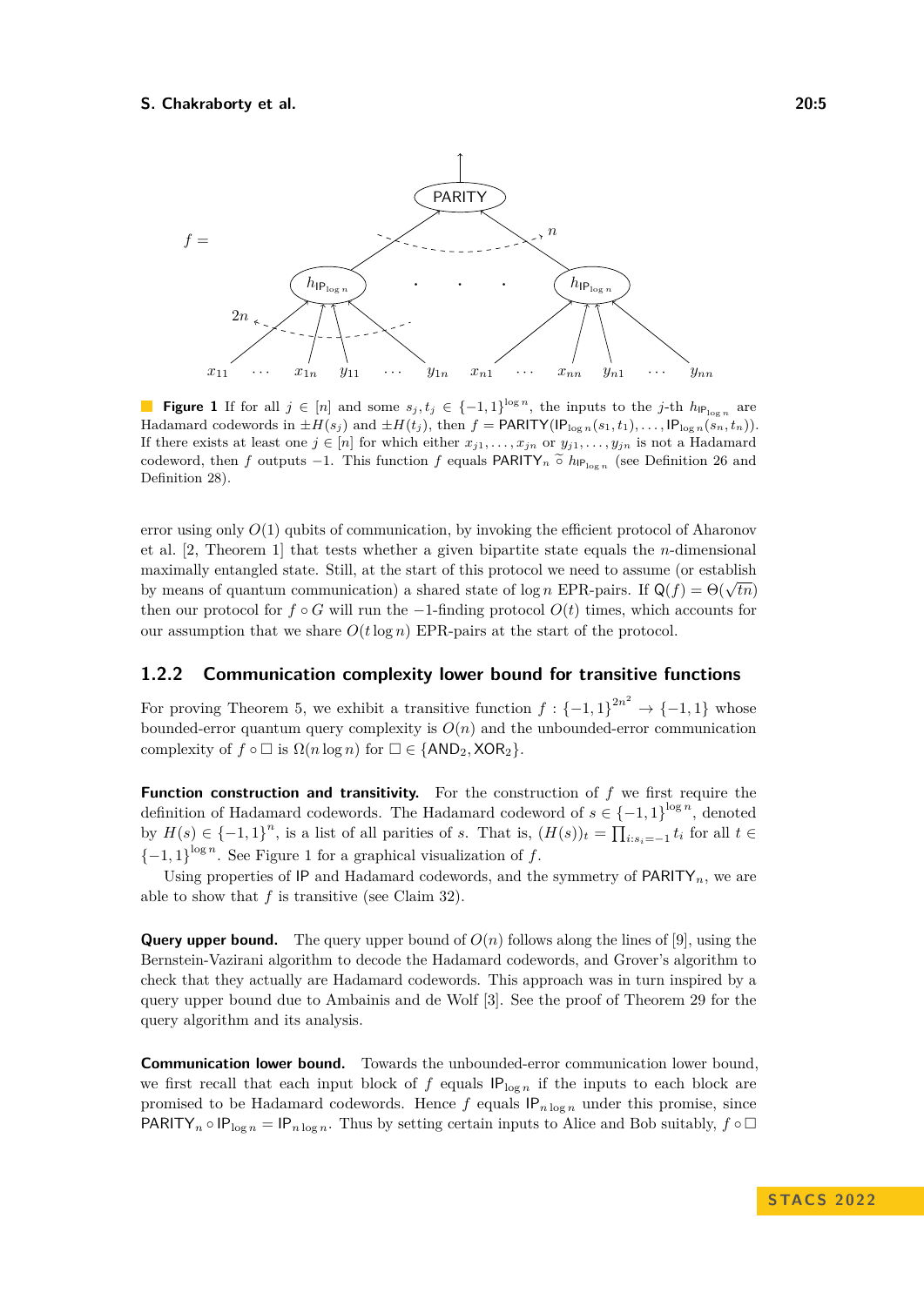**Figure 1** If for all $j \in [n]$ and some $s_j, t_j \in \{-1,1\}^{\log n}$, the inputs to the $j$-th $h_{\mathsf{IP}_{\log n}}$ are Hadamard codewords in $\pm H(s_j)$ and $\pm H(t_j)$, then $f = \mathsf{PARITY}(\mathsf{IP}_{\log n}(s_1, t_1), \ldots, \mathsf{IP}_{\log n}(s_n, t_n))$. If there exists at least one $j \in [n]$ for which either $x_{j1}, \ldots, x_{jn}$ or $y_{j1}, \ldots, y_{jn}$ is not a Hadamard codeword, then $f$ outputs $-1$. This function $f$ equals $\mathsf{PARITY}_n \,\widetilde{\circ}\, h_{\mathsf{IP}_{\log n}}$ (see Definition 26 and Definition 28).

error using only $O(1)$ qubits of communication, by invoking the efficient protocol of Aharonov et al. [2, Theorem 1] that tests whether a given bipartite state equals the $n$-dimensional maximally entangled state. Still, at the start of this protocol we need to assume (or establish by means of quantum communication) a shared state of $\log n$ EPR-pairs. If $\mathsf{Q}(f) = \Theta(\sqrt{tn})$ then our protocol for $f \circ G$ will run the $-1$-finding protocol $O(t)$ times, which accounts for our assumption that we share $O(t \log n)$ EPR-pairs at the start of the protocol.

### 1.2.2 Communication complexity lower bound for transitive functions

For proving Theorem 5, we exhibit a transitive function $f : \{-1,1\}^{2n^2} \to \{-1,1\}$ whose bounded-error quantum query complexity is $O(n)$ and the unbounded-error communication complexity of $f \circ \square$ is $\Omega(n \log n)$ for $\square \in \{\mathsf{AND}_2, \mathsf{XOR}_2\}$.

**Function construction and transitivity.** For the construction of $f$ we first require the definition of Hadamard codewords. The Hadamard codeword of $s \in \{-1,1\}^{\log n}$, denoted by $H(s) \in \{-1,1\}^n$, is a list of all parities of $s$. That is, $(H(s))_t = \prod_{i:s_i=-1} t_i$ for all $t \in \{-1,1\}^{\log n}$. See Figure 1 for a graphical visualization of $f$.

Using properties of $\mathsf{IP}$ and Hadamard codewords, and the symmetry of $\mathsf{PARITY}_n$, we are able to show that $f$ is transitive (see Claim 32).

**Query upper bound.** The query upper bound of $O(n)$ follows along the lines of [9], using the Bernstein-Vazirani algorithm to decode the Hadamard codewords, and Grover's algorithm to check that they actually are Hadamard codewords. This approach was in turn inspired by a query upper bound due to Ambainis and de Wolf [3]. See the proof of Theorem 29 for the query algorithm and its analysis.

**Communication lower bound.** Towards the unbounded-error communication lower bound, we first recall that each input block of $f$ equals $\mathsf{IP}_{\log n}$ if the inputs to each block are promised to be Hadamard codewords. Hence $f$ equals $\mathsf{IP}_{n \log n}$ under this promise, since $\mathsf{PARITY}_n \circ \mathsf{IP}_{\log n} = \mathsf{IP}_{n \log n}$. Thus by setting certain inputs to Alice and Bob suitably, $f \circ \square$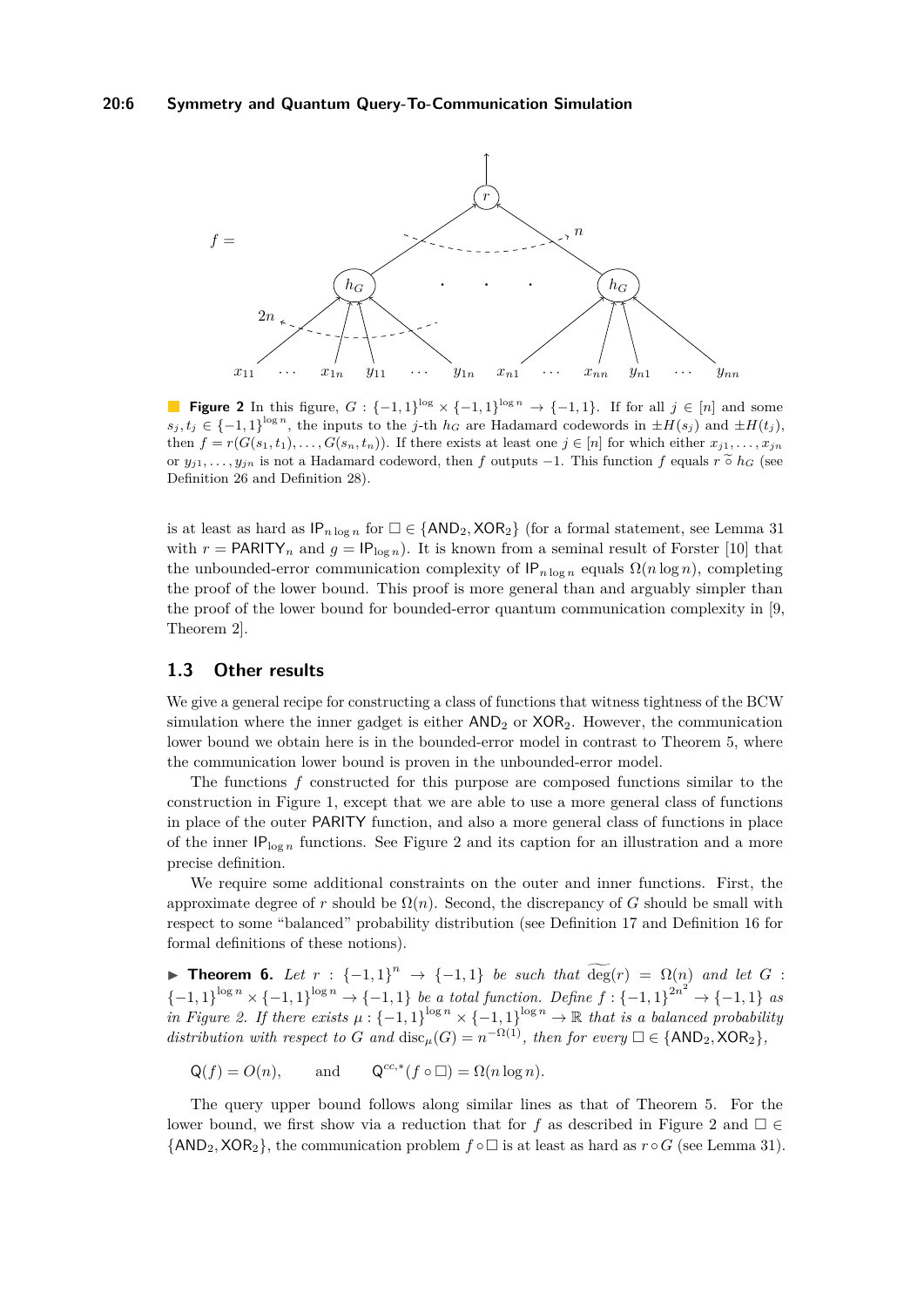**Figure 2** In this figure, $G : \{-1,1\}^{\log} \times \{-1,1\}^{\log n} \to \{-1,1\}$. If for all $j \in [n]$ and some $s_j, t_j \in \{-1,1\}^{\log n}$, the inputs to the $j$-th $h_G$ are Hadamard codewords in $\pm H(s_j)$ and $\pm H(t_j)$, then $f = r(G(s_1,t_1), \ldots, G(s_n,t_n))$. If there exists at least one $j \in [n]$ for which either $x_{j1}, \ldots, x_{jn}$ or $y_{j1}, \ldots, y_{jn}$ is not a Hadamard codeword, then $f$ outputs $-1$. This function $f$ equals $r \,\widetilde{\circ}\, h_G$ (see Definition 26 and Definition 28).

is at least as hard as $\mathsf{IP}_{n \log n}$ for $\square \in \{\mathsf{AND}_2, \mathsf{XOR}_2\}$ (for a formal statement, see Lemma 31 with $r = \mathsf{PARITY}_n$ and $g = \mathsf{IP}_{\log n}$). It is known from a seminal result of Forster [10] that the unbounded-error communication complexity of $\mathsf{IP}_{n \log n}$ equals $\Omega(n \log n)$, completing the proof of the lower bound. This proof is more general than and arguably simpler than the proof of the lower bound for bounded-error quantum communication complexity in [9, Theorem 2].

## 1.3 Other results

We give a general recipe for constructing a class of functions that witness tightness of the BCW simulation where the inner gadget is either $\mathsf{AND}_2$ or $\mathsf{XOR}_2$. However, the communication lower bound we obtain here is in the bounded-error model in contrast to Theorem 5, where the communication lower bound is proven in the unbounded-error model.

The functions $f$ constructed for this purpose are composed functions similar to the construction in Figure 1, except that we are able to use a more general class of functions in place of the outer $\mathsf{PARITY}$ function, and also a more general class of functions in place of the inner $\mathsf{IP}_{\log n}$ functions. See Figure 2 and its caption for an illustration and a more precise definition.

We require some additional constraints on the outer and inner functions. First, the approximate degree of $r$ should be $\Omega(n)$. Second, the discrepancy of $G$ should be small with respect to some "balanced" probability distribution (see Definition 17 and Definition 16 for formal definitions of these notions).

► **Theorem 6.** *Let $r : \{-1,1\}^n \to \{-1,1\}$ be such that $\widetilde{\deg}(r) = \Omega(n)$ and let $G : \{-1,1\}^{\log n} \times \{-1,1\}^{\log n} \to \{-1,1\}$ be a total function. Define $f : \{-1,1\}^{2n^2} \to \{-1,1\}$ as in Figure 2. If there exists $\mu : \{-1,1\}^{\log n} \times \{-1,1\}^{\log n} \to \mathbb{R}$ that is a balanced probability distribution with respect to $G$ and $\mathrm{disc}_\mu(G) = n^{-\Omega(1)}$, then for every $\square \in \{\mathsf{AND}_2, \mathsf{XOR}_2\}$,*

$$\mathsf{Q}(f) = O(n), \qquad \text{and} \qquad \mathsf{Q}^{cc,*}(f \circ \square) = \Omega(n \log n).$$

The query upper bound follows along similar lines as that of Theorem 5. For the lower bound, we first show via a reduction that for $f$ as described in Figure 2 and $\square \in \{\mathsf{AND}_2, \mathsf{XOR}_2\}$, the communication problem $f \circ \square$ is at least as hard as $r \circ G$ (see Lemma 31).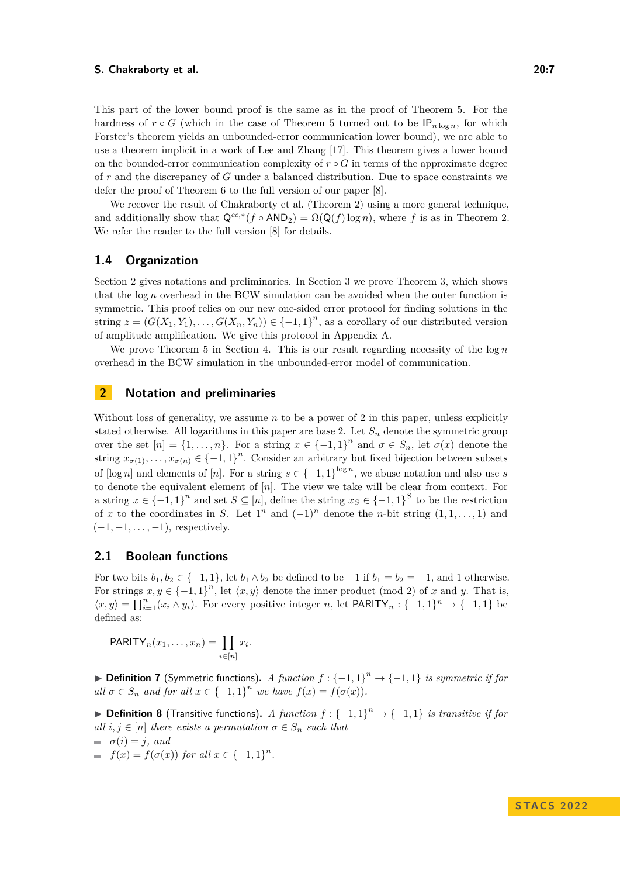This part of the lower bound proof is the same as in the proof of Theorem 5. For the hardness of $r \circ G$ (which in the case of Theorem 5 turned out to be $\mathsf{IP}_{n \log n}$, for which Forster's theorem yields an unbounded-error communication lower bound), we are able to use a theorem implicit in a work of Lee and Zhang [17]. This theorem gives a lower bound on the bounded-error communication complexity of $r \circ G$ in terms of the approximate degree of $r$ and the discrepancy of $G$ under a balanced distribution. Due to space constraints we defer the proof of Theorem 6 to the full version of our paper [8].

We recover the result of Chakraborty et al. (Theorem 2) using a more general technique, and additionally show that $\mathsf{Q}^{cc,*}(f \circ \mathsf{AND}_2) = \Omega(\mathsf{Q}(f) \log n)$, where $f$ is as in Theorem 2. We refer the reader to the full version [8] for details.

### 1.4 Organization

Section 2 gives notations and preliminaries. In Section 3 we prove Theorem 3, which shows that the $\log n$ overhead in the BCW simulation can be avoided when the outer function is symmetric. This proof relies on our new one-sided error protocol for finding solutions in the string $z = (G(X_1, Y_1), \ldots, G(X_n, Y_n)) \in \{-1, 1\}^n$, as a corollary of our distributed version of amplitude amplification. We give this protocol in Appendix A.

We prove Theorem 5 in Section 4. This is our result regarding necessity of the $\log n$ overhead in the BCW simulation in the unbounded-error model of communication.

## 2 Notation and preliminaries

Without loss of generality, we assume $n$ to be a power of 2 in this paper, unless explicitly stated otherwise. All logarithms in this paper are base 2. Let $S_n$ denote the symmetric group over the set $[n] = \{1, \ldots, n\}$. For a string $x \in \{-1, 1\}^n$ and $\sigma \in S_n$, let $\sigma(x)$ denote the string $x_{\sigma(1)}, \ldots, x_{\sigma(n)} \in \{-1, 1\}^n$. Consider an arbitrary but fixed bijection between subsets of $[\log n]$ and elements of $[n]$. For a string $s \in \{-1, 1\}^{\log n}$, we abuse notation and also use $s$ to denote the equivalent element of $[n]$. The view we take will be clear from context. For a string $x \in \{-1, 1\}^n$ and set $S \subseteq [n]$, define the string $x_S \in \{-1, 1\}^S$ to be the restriction of $x$ to the coordinates in $S$. Let $1^n$ and $(-1)^n$ denote the $n$-bit string $(1, 1, \ldots, 1)$ and $(-1, -1, \ldots, -1)$, respectively.

### 2.1 Boolean functions

For two bits $b_1, b_2 \in \{-1, 1\}$, let $b_1 \wedge b_2$ be defined to be $-1$ if $b_1 = b_2 = -1$, and 1 otherwise. For strings $x, y \in \{-1, 1\}^n$, let $\langle x, y \rangle$ denote the inner product (mod 2) of $x$ and $y$. That is, $\langle x, y \rangle = \prod_{i=1}^{n} (x_i \wedge y_i)$. For every positive integer $n$, let $\mathsf{PARITY}_n : \{-1, 1\}^n \to \{-1, 1\}$ be defined as:

$$\mathsf{PARITY}_n(x_1, \ldots, x_n) = \prod_{i \in [n]} x_i.$$

▶ **Definition 7** (Symmetric functions). *A function $f : \{-1, 1\}^n \to \{-1, 1\}$ is symmetric if for all $\sigma \in S_n$ and for all $x \in \{-1, 1\}^n$ we have $f(x) = f(\sigma(x))$.*

▶ **Definition 8** (Transitive functions). *A function $f : \{-1, 1\}^n \to \{-1, 1\}$ is transitive if for all $i, j \in [n]$ there exists a permutation $\sigma \in S_n$ such that*

- *$\sigma(i) = j$, and*
- *$f(x) = f(\sigma(x))$ for all $x \in \{-1, 1\}^n$.*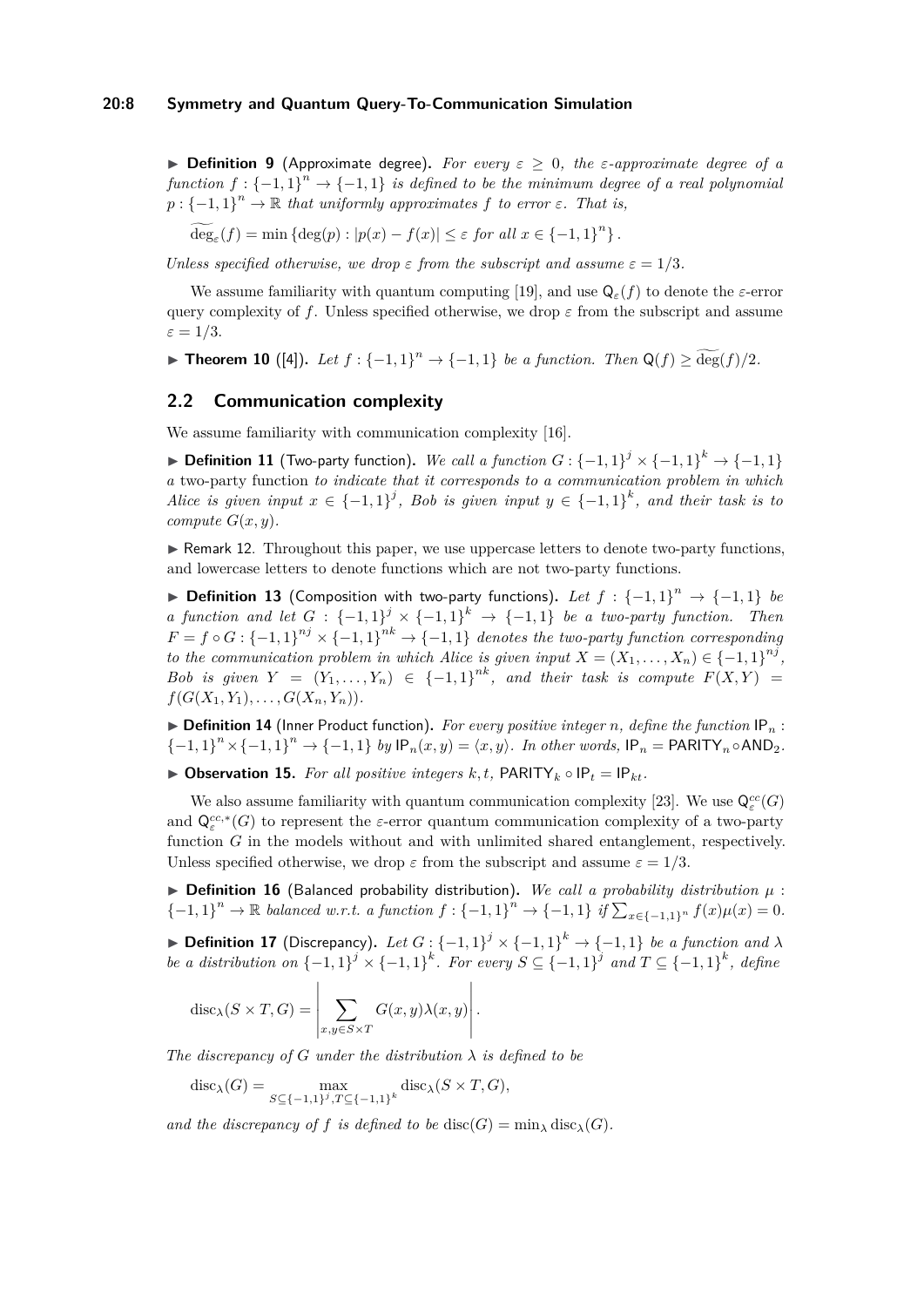▶ **Definition 9** (Approximate degree). *For every $\varepsilon \geq 0$, the $\varepsilon$-approximate degree of a function $f : \{-1,1\}^n \to \{-1,1\}$ is defined to be the minimum degree of a real polynomial $p : \{-1,1\}^n \to \mathbb{R}$ that uniformly approximates $f$ to error $\varepsilon$. That is,*

$$\widetilde{\deg}_\varepsilon(f) = \min\left\{\deg(p) : |p(x) - f(x)| \leq \varepsilon \text{ for all } x \in \{-1,1\}^n\right\}.$$

*Unless specified otherwise, we drop $\varepsilon$ from the subscript and assume $\varepsilon = 1/3$.*

We assume familiarity with quantum computing [19], and use $\mathsf{Q}_\varepsilon(f)$ to denote the $\varepsilon$-error query complexity of $f$. Unless specified otherwise, we drop $\varepsilon$ from the subscript and assume $\varepsilon = 1/3$.

▶ **Theorem 10** ([4]). *Let $f : \{-1,1\}^n \to \{-1,1\}$ be a function. Then $\mathsf{Q}(f) \geq \widetilde{\deg}(f)/2$.*

## 2.2 Communication complexity

We assume familiarity with communication complexity [16].

▶ **Definition 11** (Two-party function). *We call a function $G : \{-1,1\}^j \times \{-1,1\}^k \to \{-1,1\}$ a* two-party function *to indicate that it corresponds to a communication problem in which Alice is given input $x \in \{-1,1\}^j$, Bob is given input $y \in \{-1,1\}^k$, and their task is to compute $G(x, y)$.*

▶ Remark 12. Throughout this paper, we use uppercase letters to denote two-party functions, and lowercase letters to denote functions which are not two-party functions.

▶ **Definition 13** (Composition with two-party functions). *Let $f : \{-1,1\}^n \to \{-1,1\}$ be a function and let $G : \{-1,1\}^j \times \{-1,1\}^k \to \{-1,1\}$ be a two-party function. Then $F = f \circ G : \{-1,1\}^{nj} \times \{-1,1\}^{nk} \to \{-1,1\}$ denotes the two-party function corresponding to the communication problem in which Alice is given input $X = (X_1, \ldots, X_n) \in \{-1,1\}^{nj}$, Bob is given $Y = (Y_1, \ldots, Y_n) \in \{-1,1\}^{nk}$, and their task is compute $F(X, Y) = f(G(X_1, Y_1), \ldots, G(X_n, Y_n))$.*

▶ **Definition 14** (Inner Product function). *For every positive integer $n$, define the function $\mathsf{IP}_n : \{-1,1\}^n \times \{-1,1\}^n \to \{-1,1\}$ by $\mathsf{IP}_n(x, y) = \langle x, y\rangle$. In other words, $\mathsf{IP}_n = \mathsf{PARITY}_n \circ \mathsf{AND}_2$.*

▶ **Observation 15.** *For all positive integers $k, t$, $\mathsf{PARITY}_k \circ \mathsf{IP}_t = \mathsf{IP}_{kt}$.*

We also assume familiarity with quantum communication complexity [23]. We use $\mathsf{Q}^{cc}_\varepsilon(G)$ and $\mathsf{Q}^{cc,*}_\varepsilon(G)$ to represent the $\varepsilon$-error quantum communication complexity of a two-party function $G$ in the models without and with unlimited shared entanglement, respectively. Unless specified otherwise, we drop $\varepsilon$ from the subscript and assume $\varepsilon = 1/3$.

▶ **Definition 16** (Balanced probability distribution). *We call a probability distribution $\mu : \{-1,1\}^n \to \mathbb{R}$ balanced w.r.t. a function $f : \{-1,1\}^n \to \{-1,1\}$ if $\sum_{x \in \{-1,1\}^n} f(x)\mu(x) = 0$.*

▶ **Definition 17** (Discrepancy). *Let $G : \{-1,1\}^j \times \{-1,1\}^k \to \{-1,1\}$ be a function and $\lambda$ be a distribution on $\{-1,1\}^j \times \{-1,1\}^k$. For every $S \subseteq \{-1,1\}^j$ and $T \subseteq \{-1,1\}^k$, define*

$$\mathrm{disc}_\lambda(S \times T, G) = \left|\sum_{x,y \in S \times T} G(x, y)\lambda(x, y)\right|.$$

*The discrepancy of $G$ under the distribution $\lambda$ is defined to be*

$$\mathrm{disc}_\lambda(G) = \max_{S \subseteq \{-1,1\}^j, T \subseteq \{-1,1\}^k} \mathrm{disc}_\lambda(S \times T, G),$$

*and the discrepancy of $f$ is defined to be $\mathrm{disc}(G) = \min_\lambda \mathrm{disc}_\lambda(G)$.*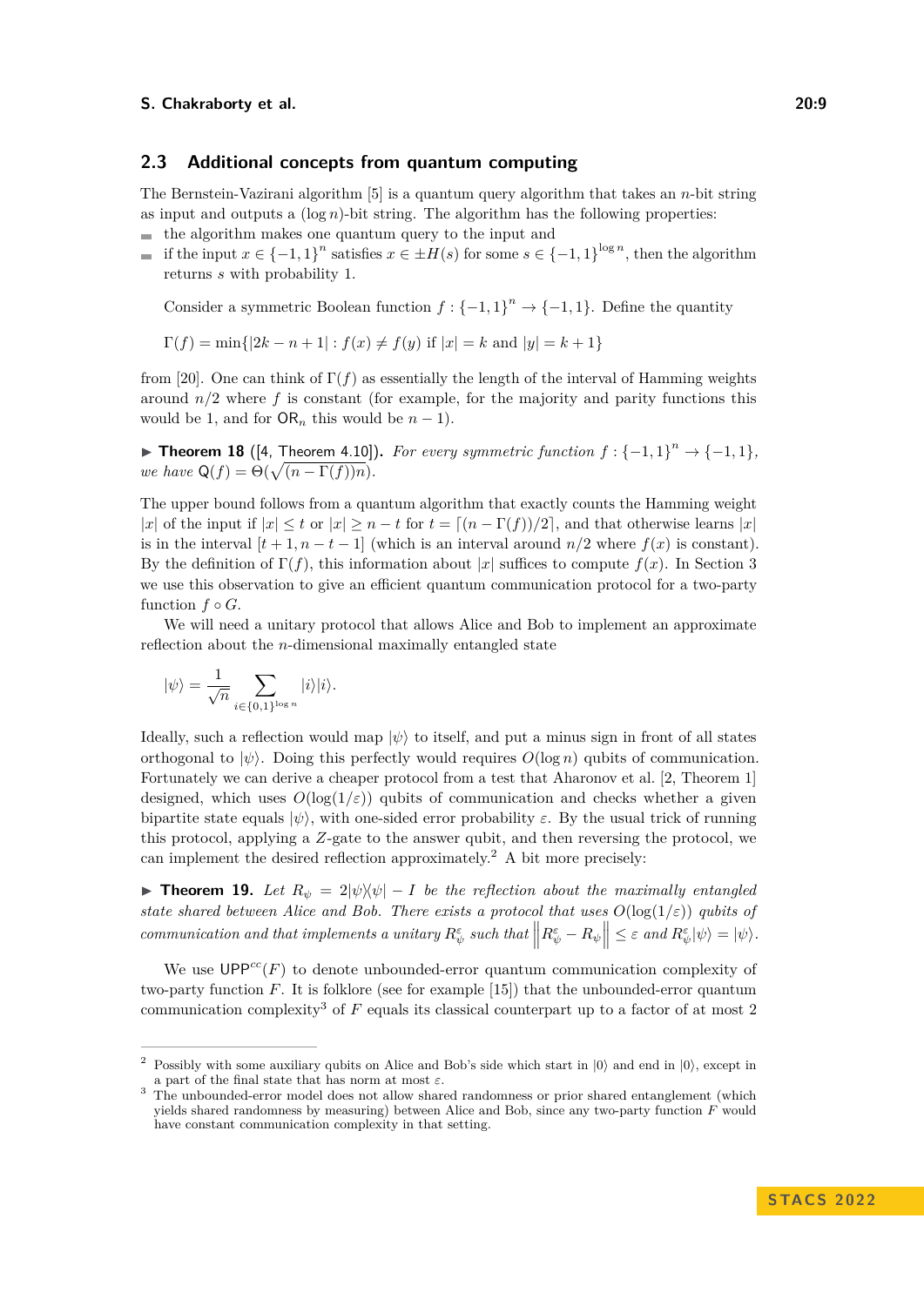## 2.3 Additional concepts from quantum computing

The Bernstein-Vazirani algorithm [5] is a quantum query algorithm that takes an $n$-bit string as input and outputs a $(\log n)$-bit string. The algorithm has the following properties:

- the algorithm makes one quantum query to the input and
- if the input $x \in \{-1,1\}^n$ satisfies $x \in \pm H(s)$ for some $s \in \{-1,1\}^{\log n}$, then the algorithm returns $s$ with probability 1.

Consider a symmetric Boolean function $f : \{-1,1\}^n \to \{-1,1\}$. Define the quantity

$$\Gamma(f) = \min\{|2k - n + 1| : f(x) \neq f(y) \text{ if } |x| = k \text{ and } |y| = k+1\}$$

from [20]. One can think of $\Gamma(f)$ as essentially the length of the interval of Hamming weights around $n/2$ where $f$ is constant (for example, for the majority and parity functions this would be 1, and for $\mathsf{OR}_n$ this would be $n-1$).

▶ **Theorem 18** ([4, Theorem 4.10]). *For every symmetric function $f : \{-1,1\}^n \to \{-1,1\}$, we have $\mathsf{Q}(f) = \Theta(\sqrt{(n-\Gamma(f))n})$.*

The upper bound follows from a quantum algorithm that exactly counts the Hamming weight $|x|$ of the input if $|x| \leq t$ or $|x| \geq n-t$ for $t = \lceil (n - \Gamma(f))/2 \rceil$, and that otherwise learns $|x|$ is in the interval $[t+1, n-t-1]$ (which is an interval around $n/2$ where $f(x)$ is constant). By the definition of $\Gamma(f)$, this information about $|x|$ suffices to compute $f(x)$. In Section 3 we use this observation to give an efficient quantum communication protocol for a two-party function $f \circ G$.

We will need a unitary protocol that allows Alice and Bob to implement an approximate reflection about the $n$-dimensional maximally entangled state

$$|\psi\rangle = \frac{1}{\sqrt{n}} \sum_{i \in \{0,1\}^{\log n}} |i\rangle|i\rangle.$$

Ideally, such a reflection would map $|\psi\rangle$ to itself, and put a minus sign in front of all states orthogonal to $|\psi\rangle$. Doing this perfectly would requires $O(\log n)$ qubits of communication. Fortunately we can derive a cheaper protocol from a test that Aharonov et al. [2, Theorem 1] designed, which uses $O(\log(1/\varepsilon))$ qubits of communication and checks whether a given bipartite state equals $|\psi\rangle$, with one-sided error probability $\varepsilon$. By the usual trick of running this protocol, applying a $Z$-gate to the answer qubit, and then reversing the protocol, we can implement the desired reflection approximately.[2] A bit more precisely:

▶ **Theorem 19.** *Let $R_\psi = 2|\psi\rangle\langle\psi| - I$ be the reflection about the maximally entangled state shared between Alice and Bob. There exists a protocol that uses $O(\log(1/\varepsilon))$ qubits of communication and that implements a unitary $R_\psi^\varepsilon$ such that $\left\| R_\psi^\varepsilon - R_\psi \right\| \leq \varepsilon$ and $R_\psi^\varepsilon|\psi\rangle = |\psi\rangle$.*

We use $\mathsf{UPP}^{cc}(F)$ to denote unbounded-error quantum communication complexity of two-party function $F$. It is folklore (see for example [15]) that the unbounded-error quantum communication complexity[3] of $F$ equals its classical counterpart up to a factor of at most 2

---

[2] Possibly with some auxiliary qubits on Alice and Bob's side which start in $|0\rangle$ and end in $|0\rangle$, except in a part of the final state that has norm at most $\varepsilon$.

[3] The unbounded-error model does not allow shared randomness or prior shared entanglement (which yields shared randomness by measuring) between Alice and Bob, since any two-party function $F$ would have constant communication complexity in that setting.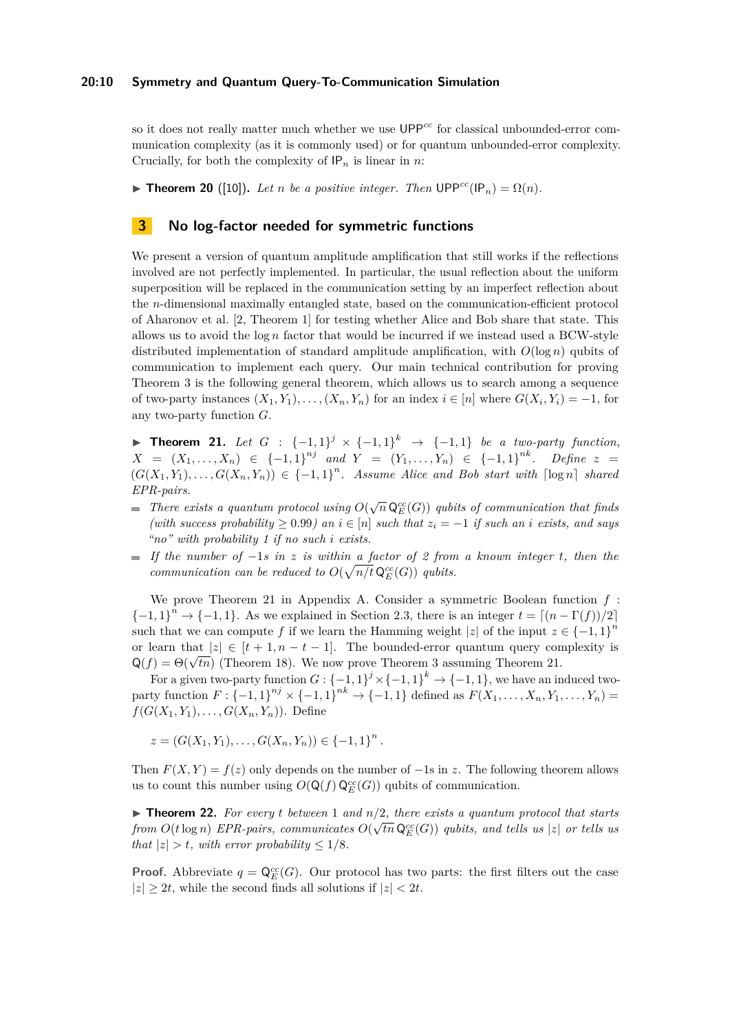so it does not really matter much whether we use $\mathsf{UPP}^{cc}$ for classical unbounded-error communication complexity (as it is commonly used) or for quantum unbounded-error complexity. Crucially, for both the complexity of $\mathsf{IP}_n$ is linear in $n$:

▶ **Theorem 20** ([10]). *Let $n$ be a positive integer. Then $\mathsf{UPP}^{cc}(\mathsf{IP}_n) = \Omega(n)$.*

## 3 No log-factor needed for symmetric functions

We present a version of quantum amplitude amplification that still works if the reflections involved are not perfectly implemented. In particular, the usual reflection about the uniform superposition will be replaced in the communication setting by an imperfect reflection about the $n$-dimensional maximally entangled state, based on the communication-efficient protocol of Aharonov et al. [2, Theorem 1] for testing whether Alice and Bob share that state. This allows us to avoid the $\log n$ factor that would be incurred if we instead used a BCW-style distributed implementation of standard amplitude amplification, with $O(\log n)$ qubits of communication to implement each query. Our main technical contribution for proving Theorem 3 is the following general theorem, which allows us to search among a sequence of two-party instances $(X_1, Y_1), \ldots, (X_n, Y_n)$ for an index $i \in [n]$ where $G(X_i, Y_i) = -1$, for any two-party function $G$.

▶ **Theorem 21.** *Let $G : \{-1,1\}^j \times \{-1,1\}^k \to \{-1,1\}$ be a two-party function, $X = (X_1, \ldots, X_n) \in \{-1,1\}^{nj}$ and $Y = (Y_1, \ldots, Y_n) \in \{-1,1\}^{nk}$. Define $z = (G(X_1,Y_1), \ldots, G(X_n,Y_n)) \in \{-1,1\}^n$. Assume Alice and Bob start with $\lceil \log n \rceil$ shared EPR-pairs.*

- *There exists a quantum protocol using $O(\sqrt{n}\, \mathsf{Q}_E^{cc}(G))$ qubits of communication that finds (with success probability $\geq 0.99$) an $i \in [n]$ such that $z_i = -1$ if such an $i$ exists, and says "no" with probability 1 if no such $i$ exists.*
- *If the number of $-1$s in $z$ is within a factor of 2 from a known integer $t$, then the communication can be reduced to $O(\sqrt{n/t}\, \mathsf{Q}_E^{cc}(G))$ qubits.*

We prove Theorem 21 in Appendix A. Consider a symmetric Boolean function $f : \{-1,1\}^n \to \{-1,1\}$. As we explained in Section 2.3, there is an integer $t = \lceil (n - \Gamma(f))/2 \rceil$ such that we can compute $f$ if we learn the Hamming weight $|z|$ of the input $z \in \{-1,1\}^n$ or learn that $|z| \in [t+1, n-t-1]$. The bounded-error quantum query complexity is $\mathsf{Q}(f) = \Theta(\sqrt{tn})$ (Theorem 18). We now prove Theorem 3 assuming Theorem 21.

For a given two-party function $G : \{-1,1\}^j \times \{-1,1\}^k \to \{-1,1\}$, we have an induced two-party function $F : \{-1,1\}^{nj} \times \{-1,1\}^{nk} \to \{-1,1\}$ defined as $F(X_1, \ldots, X_n, Y_1, \ldots, Y_n) = f(G(X_1,Y_1), \ldots, G(X_n,Y_n))$. Define

$$z = (G(X_1,Y_1), \ldots, G(X_n,Y_n)) \in \{-1,1\}^n.$$

Then $F(X,Y) = f(z)$ only depends on the number of $-1$s in $z$. The following theorem allows us to count this number using $O(\mathsf{Q}(f)\, \mathsf{Q}_E^{cc}(G))$ qubits of communication.

▶ **Theorem 22.** *For every $t$ between 1 and $n/2$, there exists a quantum protocol that starts from $O(t \log n)$ EPR-pairs, communicates $O(\sqrt{tn}\, \mathsf{Q}_E^{cc}(G))$ qubits, and tells us $|z|$ or tells us that $|z| > t$, with error probability $\leq 1/8$.*

**Proof.** Abbreviate $q = \mathsf{Q}_E^{cc}(G)$. Our protocol has two parts: the first filters out the case $|z| \geq 2t$, while the second finds all solutions if $|z| < 2t$.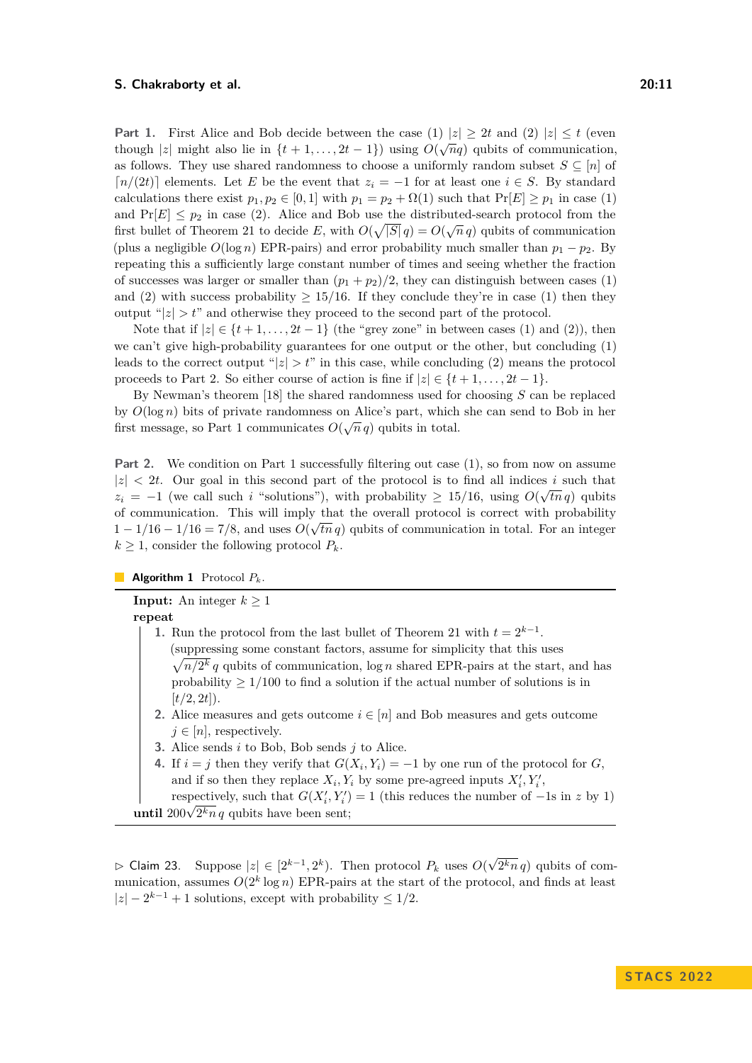**Part 1.** First Alice and Bob decide between the case (1) $|z| \geq 2t$ and (2) $|z| \leq t$ (even though $|z|$ might also lie in $\{t+1, \ldots, 2t-1\}$) using $O(\sqrt{n}q)$ qubits of communication, as follows. They use shared randomness to choose a uniformly random subset $S \subseteq [n]$ of $\lceil n/(2t) \rceil$ elements. Let $E$ be the event that $z_i = -1$ for at least one $i \in S$. By standard calculations there exist $p_1, p_2 \in [0,1]$ with $p_1 = p_2 + \Omega(1)$ such that $\Pr[E] \geq p_1$ in case (1) and $\Pr[E] \leq p_2$ in case (2). Alice and Bob use the distributed-search protocol from the first bullet of Theorem 21 to decide $E$, with $O(\sqrt{|S|}\, q) = O(\sqrt{n}\, q)$ qubits of communication (plus a negligible $O(\log n)$ EPR-pairs) and error probability much smaller than $p_1 - p_2$. By repeating this a sufficiently large constant number of times and seeing whether the fraction of successes was larger or smaller than $(p_1 + p_2)/2$, they can distinguish between cases (1) and (2) with success probability $\geq 15/16$. If they conclude they're in case (1) then they output "$|z| > t$" and otherwise they proceed to the second part of the protocol.

Note that if $|z| \in \{t+1, \ldots, 2t-1\}$ (the "grey zone" in between cases (1) and (2)), then we can't give high-probability guarantees for one output or the other, but concluding (1) leads to the correct output "$|z| > t$" in this case, while concluding (2) means the protocol proceeds to Part 2. So either course of action is fine if $|z| \in \{t+1, \ldots, 2t-1\}$.

By Newman's theorem [18] the shared randomness used for choosing $S$ can be replaced by $O(\log n)$ bits of private randomness on Alice's part, which she can send to Bob in her first message, so Part 1 communicates $O(\sqrt{n}\, q)$ qubits in total.

**Part 2.** We condition on Part 1 successfully filtering out case (1), so from now on assume $|z| < 2t$. Our goal in this second part of the protocol is to find all indices $i$ such that $z_i = -1$ (we call such $i$ "solutions"), with probability $\geq 15/16$, using $O(\sqrt{tn}\, q)$ qubits of communication. This will imply that the overall protocol is correct with probability $1 - 1/16 - 1/16 = 7/8$, and uses $O(\sqrt{tn}\, q)$ qubits of communication in total. For an integer $k \geq 1$, consider the following protocol $P_k$.

**Algorithm 1** Protocol $P_k$.

**Input:** An integer $k \geq 1$
**repeat**

1. Run the protocol from the last bullet of Theorem 21 with $t = 2^{k-1}$. (suppressing some constant factors, assume for simplicity that this uses $\sqrt{n/2^k}\, q$ qubits of communication, $\log n$ shared EPR-pairs at the start, and has probability $\geq 1/100$ to find a solution if the actual number of solutions is in $[t/2, 2t]$).
2. Alice measures and gets outcome $i \in [n]$ and Bob measures and gets outcome $j \in [n]$, respectively.
3. Alice sends $i$ to Bob, Bob sends $j$ to Alice.
4. If $i = j$ then they verify that $G(X_i, Y_i) = -1$ by one run of the protocol for $G$, and if so then they replace $X_i, Y_i$ by some pre-agreed inputs $X_i', Y_i'$, respectively, such that $G(X_i', Y_i') = 1$ (this reduces the number of $-1$s in $z$ by 1)

**until** $200\sqrt{2^k n}\, q$ qubits have been sent;

▷ Claim 23. Suppose $|z| \in [2^{k-1}, 2^k)$. Then protocol $P_k$ uses $O(\sqrt{2^k n}\, q)$ qubits of communication, assumes $O(2^k \log n)$ EPR-pairs at the start of the protocol, and finds at least $|z| - 2^{k-1} + 1$ solutions, except with probability $\leq 1/2$.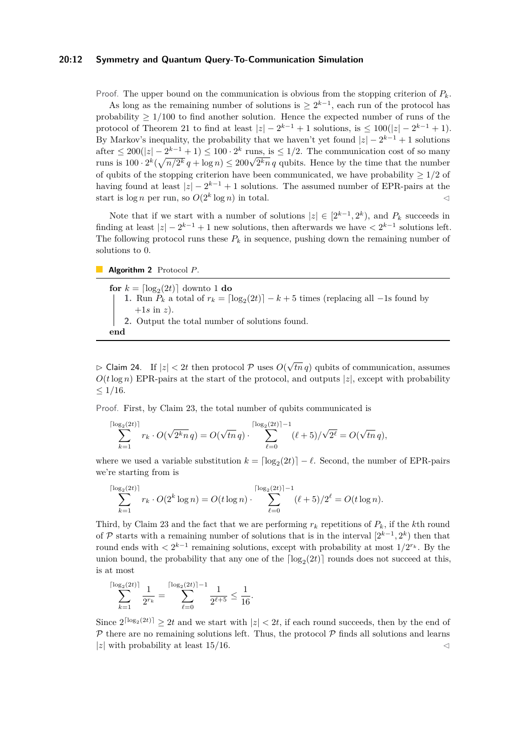Proof. The upper bound on the communication is obvious from the stopping criterion of $P_k$.

As long as the remaining number of solutions is $\geq 2^{k-1}$, each run of the protocol has probability $\geq 1/100$ to find another solution. Hence the expected number of runs of the protocol of Theorem 21 to find at least $|z| - 2^{k-1} + 1$ solutions, is $\leq 100(|z| - 2^{k-1} + 1)$. By Markov's inequality, the probability that we haven't yet found $|z| - 2^{k-1} + 1$ solutions after $\leq 200(|z| - 2^{k-1} + 1) \leq 100 \cdot 2^k$ runs, is $\leq 1/2$. The communication cost of so many runs is $100 \cdot 2^k(\sqrt{n/2^k}\, q + \log n) \leq 200\sqrt{2^k n}\, q$ qubits. Hence by the time that the number of qubits of the stopping criterion have been communicated, we have probability $\geq 1/2$ of having found at least $|z| - 2^{k-1} + 1$ solutions. The assumed number of EPR-pairs at the start is $\log n$ per run, so $O(2^k \log n)$ in total. ◁

Note that if we start with a number of solutions $|z| \in [2^{k-1}, 2^k)$, and $P_k$ succeeds in finding at least $|z| - 2^{k-1} + 1$ new solutions, then afterwards we have $< 2^{k-1}$ solutions left. The following protocol runs these $P_k$ in sequence, pushing down the remaining number of solutions to 0.

**Algorithm 2** Protocol $P$.

**for** $k = \lceil \log_2(2t) \rceil$ downto 1 **do**
  1. Run $P_k$ a total of $r_k = \lceil \log_2(2t) \rceil - k + 5$ times (replacing all $-1$s found by $+1s$ in $z$).
  2. Output the total number of solutions found.

**end**

▷ Claim 24. If $|z| < 2t$ then protocol $\mathcal{P}$ uses $O(\sqrt{tn}\, q)$ qubits of communication, assumes $O(t \log n)$ EPR-pairs at the start of the protocol, and outputs $|z|$, except with probability $\leq 1/16$.

Proof. First, by Claim 23, the total number of qubits communicated is

$$\sum_{k=1}^{\lceil \log_2(2t) \rceil} r_k \cdot O(\sqrt{2^k n}\, q) = O(\sqrt{tn}\, q) \cdot \sum_{\ell=0}^{\lceil \log_2(2t) \rceil - 1} (\ell + 5)/\sqrt{2^\ell} = O(\sqrt{tn}\, q),$$

where we used a variable substitution $k = \lceil \log_2(2t) \rceil - \ell$. Second, the number of EPR-pairs we're starting from is

$$\sum_{k=1}^{\lceil \log_2(2t) \rceil} r_k \cdot O(2^k \log n) = O(t \log n) \cdot \sum_{\ell=0}^{\lceil \log_2(2t) \rceil - 1} (\ell + 5)/2^\ell = O(t \log n).$$

Third, by Claim 23 and the fact that we are performing $r_k$ repetitions of $P_k$, if the $k$th round of $\mathcal{P}$ starts with a remaining number of solutions that is in the interval $[2^{k-1}, 2^k)$ then that round ends with $< 2^{k-1}$ remaining solutions, except with probability at most $1/2^{r_k}$. By the union bound, the probability that any one of the $\lceil \log_2(2t) \rceil$ rounds does not succeed at this, is at most

$$\sum_{k=1}^{\lceil \log_2(2t) \rceil} \frac{1}{2^{r_k}} = \sum_{\ell=0}^{\lceil \log_2(2t) \rceil - 1} \frac{1}{2^{\ell+5}} \leq \frac{1}{16}.$$

Since $2^{\lceil \log_2(2t) \rceil} \geq 2t$ and we start with $|z| < 2t$, if each round succeeds, then by the end of $\mathcal{P}$ there are no remaining solutions left. Thus, the protocol $\mathcal{P}$ finds all solutions and learns $|z|$ with probability at least $15/16$. ◁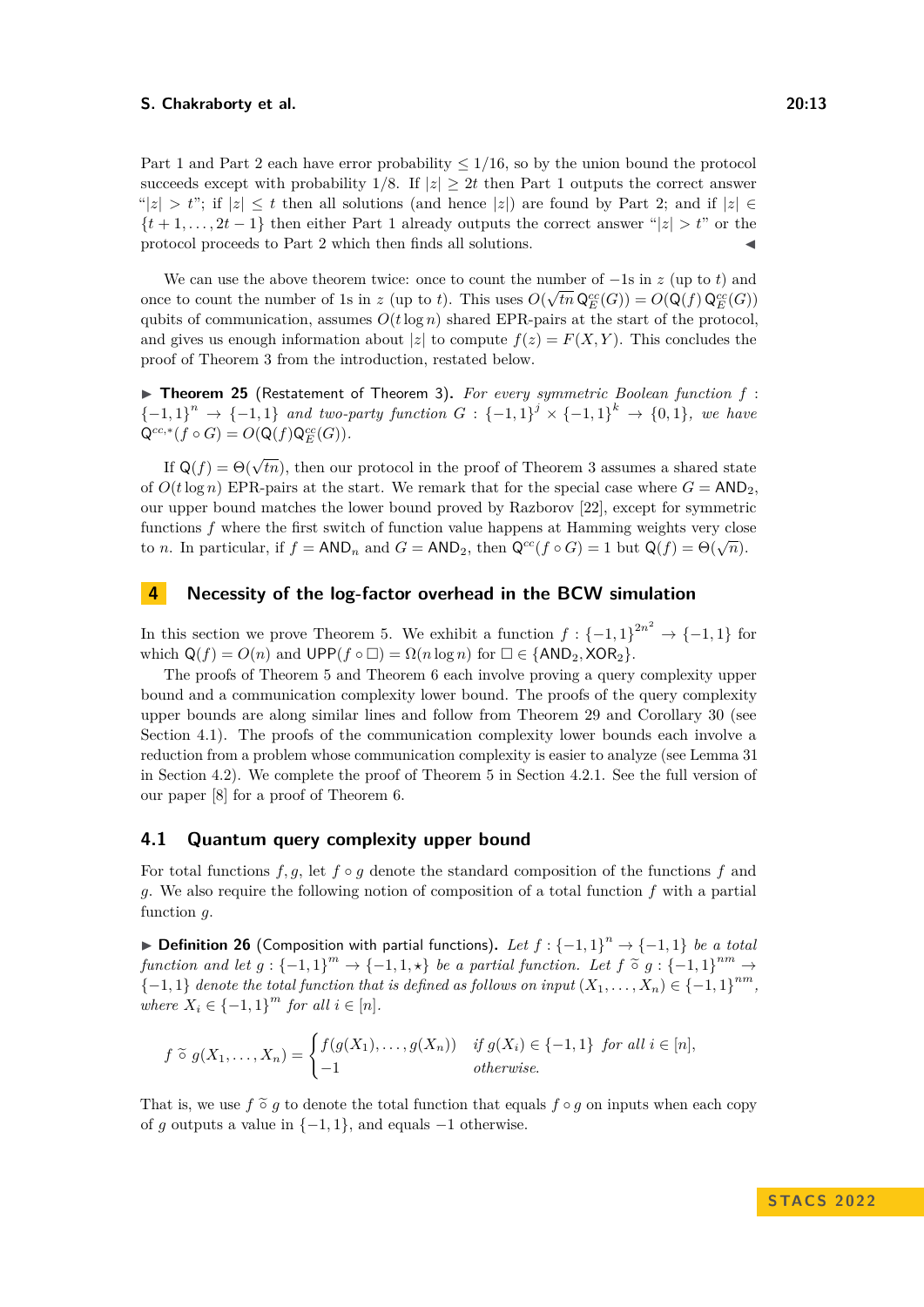Part 1 and Part 2 each have error probability $\leq 1/16$, so by the union bound the protocol succeeds except with probability $1/8$. If $|z| \geq 2t$ then Part 1 outputs the correct answer "$|z| > t$"; if $|z| \leq t$ then all solutions (and hence $|z|$) are found by Part 2; and if $|z| \in \{t+1, \ldots, 2t-1\}$ then either Part 1 already outputs the correct answer "$|z| > t$" or the protocol proceeds to Part 2 which then finds all solutions. ◀

We can use the above theorem twice: once to count the number of $-1$s in $z$ (up to $t$) and once to count the number of 1s in $z$ (up to $t$). This uses $O(\sqrt{tn}\, \mathsf{Q}_E^{cc}(G)) = O(\mathsf{Q}(f)\, \mathsf{Q}_E^{cc}(G))$ qubits of communication, assumes $O(t \log n)$ shared EPR-pairs at the start of the protocol, and gives us enough information about $|z|$ to compute $f(z) = F(X, Y)$. This concludes the proof of Theorem 3 from the introduction, restated below.

▶ **Theorem 25** (Restatement of Theorem 3). *For every symmetric Boolean function $f : \{-1,1\}^n \to \{-1,1\}$ and two-party function $G : \{-1,1\}^j \times \{-1,1\}^k \to \{0,1\}$, we have $\mathsf{Q}^{cc,*}(f \circ G) = O(\mathsf{Q}(f)\mathsf{Q}_E^{cc}(G))$.*

If $\mathsf{Q}(f) = \Theta(\sqrt{tn})$, then our protocol in the proof of Theorem 3 assumes a shared state of $O(t \log n)$ EPR-pairs at the start. We remark that for the special case where $G = \mathsf{AND}_2$, our upper bound matches the lower bound proved by Razborov [22], except for symmetric functions $f$ where the first switch of function value happens at Hamming weights very close to $n$. In particular, if $f = \mathsf{AND}_n$ and $G = \mathsf{AND}_2$, then $\mathsf{Q}^{cc}(f \circ G) = 1$ but $\mathsf{Q}(f) = \Theta(\sqrt{n})$.

## 4 Necessity of the log-factor overhead in the BCW simulation

In this section we prove Theorem 5. We exhibit a function $f : \{-1,1\}^{2n^2} \to \{-1,1\}$ for which $\mathsf{Q}(f) = O(n)$ and $\mathsf{UPP}(f \circ \square) = \Omega(n \log n)$ for $\square \in \{\mathsf{AND}_2, \mathsf{XOR}_2\}$.

The proofs of Theorem 5 and Theorem 6 each involve proving a query complexity upper bound and a communication complexity lower bound. The proofs of the query complexity upper bounds are along similar lines and follow from Theorem 29 and Corollary 30 (see Section 4.1). The proofs of the communication complexity lower bounds each involve a reduction from a problem whose communication complexity is easier to analyze (see Lemma 31 in Section 4.2). We complete the proof of Theorem 5 in Section 4.2.1. See the full version of our paper [8] for a proof of Theorem 6.

### 4.1 Quantum query complexity upper bound

For total functions $f, g$, let $f \circ g$ denote the standard composition of the functions $f$ and $g$. We also require the following notion of composition of a total function $f$ with a partial function $g$.

▶ **Definition 26** (Composition with partial functions). *Let $f : \{-1,1\}^n \to \{-1,1\}$ be a total function and let $g : \{-1,1\}^m \to \{-1,1,\star\}$ be a partial function. Let $f \mathbin{\tilde{\circ}} g : \{-1,1\}^{nm} \to \{-1,1\}$ denote the total function that is defined as follows on input $(X_1, \ldots, X_n) \in \{-1,1\}^{nm}$, where $X_i \in \{-1,1\}^m$ for all $i \in [n]$.*

$$f \mathbin{\tilde{\circ}} g(X_1, \ldots, X_n) = \begin{cases} f(g(X_1), \ldots, g(X_n)) & \text{if } g(X_i) \in \{-1,1\} \text{ for all } i \in [n], \\ -1 & \text{otherwise.} \end{cases}$$

That is, we use $f \mathbin{\tilde{\circ}} g$ to denote the total function that equals $f \circ g$ on inputs when each copy of $g$ outputs a value in $\{-1,1\}$, and equals $-1$ otherwise.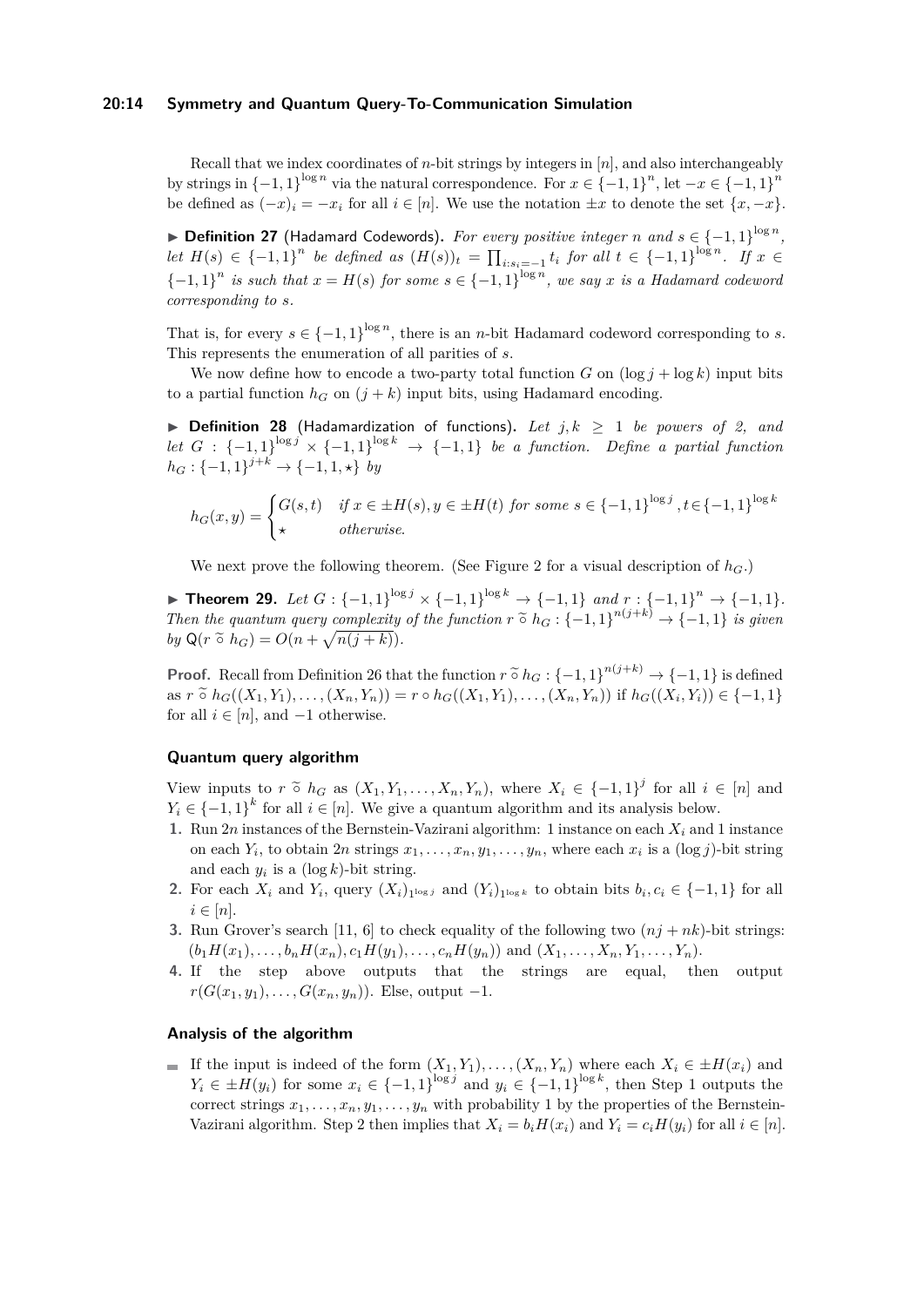Recall that we index coordinates of $n$-bit strings by integers in $[n]$, and also interchangeably by strings in $\{-1,1\}^{\log n}$ via the natural correspondence. For $x \in \{-1,1\}^n$, let $-x \in \{-1,1\}^n$ be defined as $(-x)_i = -x_i$ for all $i \in [n]$. We use the notation $\pm x$ to denote the set $\{x, -x\}$.

▶ **Definition 27** (Hadamard Codewords). *For every positive integer $n$ and $s \in \{-1,1\}^{\log n}$, let $H(s) \in \{-1,1\}^n$ be defined as $(H(s))_t = \prod_{i:s_i=-1} t_i$ for all $t \in \{-1,1\}^{\log n}$. If $x \in \{-1,1\}^n$ is such that $x = H(s)$ for some $s \in \{-1,1\}^{\log n}$, we say $x$ is a Hadamard codeword corresponding to $s$.*

That is, for every $s \in \{-1,1\}^{\log n}$, there is an $n$-bit Hadamard codeword corresponding to $s$. This represents the enumeration of all parities of $s$.

We now define how to encode a two-party total function $G$ on $(\log j + \log k)$ input bits to a partial function $h_G$ on $(j+k)$ input bits, using Hadamard encoding.

▶ **Definition 28** (Hadamardization of functions). *Let $j, k \geq 1$ be powers of 2, and let $G : \{-1,1\}^{\log j} \times \{-1,1\}^{\log k} \to \{-1,1\}$ be a function. Define a partial function $h_G : \{-1,1\}^{j+k} \to \{-1,1,\star\}$ by*

$$h_G(x,y) = \begin{cases} G(s,t) & \text{if } x \in \pm H(s), y \in \pm H(t) \text{ for some } s \in \{-1,1\}^{\log j}, t \in \{-1,1\}^{\log k} \\ \star & \text{otherwise.} \end{cases}$$

We next prove the following theorem. (See Figure 2 for a visual description of $h_G$.)

▶ **Theorem 29.** *Let $G : \{-1,1\}^{\log j} \times \{-1,1\}^{\log k} \to \{-1,1\}$ and $r : \{-1,1\}^n \to \{-1,1\}$. Then the quantum query complexity of the function $r \mathbin{\widetilde{\circ}} h_G : \{-1,1\}^{n(j+k)} \to \{-1,1\}$ is given by $\mathsf{Q}(r \mathbin{\widetilde{\circ}} h_G) = O(n + \sqrt{n(j+k)})$.*

**Proof.** Recall from Definition 26 that the function $r \mathbin{\widetilde{\circ}} h_G : \{-1,1\}^{n(j+k)} \to \{-1,1\}$ is defined as $r \mathbin{\widetilde{\circ}} h_G((X_1,Y_1),\ldots,(X_n,Y_n)) = r \circ h_G((X_1,Y_1),\ldots,(X_n,Y_n))$ if $h_G((X_i,Y_i)) \in \{-1,1\}$ for all $i \in [n]$, and $-1$ otherwise.

### Quantum query algorithm

View inputs to $r \mathbin{\widetilde{\circ}} h_G$ as $(X_1, Y_1, \ldots, X_n, Y_n)$, where $X_i \in \{-1,1\}^j$ for all $i \in [n]$ and $Y_i \in \{-1,1\}^k$ for all $i \in [n]$. We give a quantum algorithm and its analysis below.

1. Run $2n$ instances of the Bernstein-Vazirani algorithm: 1 instance on each $X_i$ and 1 instance on each $Y_i$, to obtain $2n$ strings $x_1, \ldots, x_n, y_1, \ldots, y_n$, where each $x_i$ is a $(\log j)$-bit string and each $y_i$ is a $(\log k)$-bit string.
2. For each $X_i$ and $Y_i$, query $(X_i)_{1^{\log j}}$ and $(Y_i)_{1^{\log k}}$ to obtain bits $b_i, c_i \in \{-1,1\}$ for all $i \in [n]$.
3. Run Grover's search [11, 6] to check equality of the following two $(nj + nk)$-bit strings: $(b_1 H(x_1), \ldots, b_n H(x_n), c_1 H(y_1), \ldots, c_n H(y_n))$ and $(X_1, \ldots, X_n, Y_1, \ldots, Y_n)$.
4. If the step above outputs that the strings are equal, then output $r(G(x_1,y_1),\ldots,G(x_n,y_n))$. Else, output $-1$.

### Analysis of the algorithm

- If the input is indeed of the form $(X_1,Y_1),\ldots,(X_n,Y_n)$ where each $X_i \in \pm H(x_i)$ and $Y_i \in \pm H(y_i)$ for some $x_i \in \{-1,1\}^{\log j}$ and $y_i \in \{-1,1\}^{\log k}$, then Step 1 outputs the correct strings $x_1, \ldots, x_n, y_1, \ldots, y_n$ with probability 1 by the properties of the Bernstein-Vazirani algorithm. Step 2 then implies that $X_i = b_i H(x_i)$ and $Y_i = c_i H(y_i)$ for all $i \in [n]$.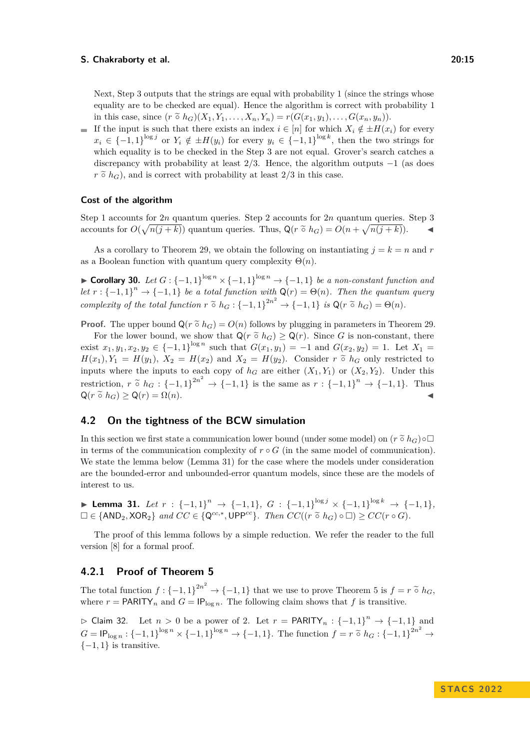Next, Step 3 outputs that the strings are equal with probability 1 (since the strings whose equality are to be checked are equal). Hence the algorithm is correct with probability 1 in this case, since $(r \,\tilde{\circ}\, h_G)(X_1, Y_1, \ldots, X_n, Y_n) = r(G(x_1, y_1), \ldots, G(x_n, y_n))$.

- If the input is such that there exists an index $i \in [n]$ for which $X_i \notin \pm H(x_i)$ for every $x_i \in \{-1,1\}^{\log j}$ or $Y_i \notin \pm H(y_i)$ for every $y_i \in \{-1,1\}^{\log k}$, then the two strings for which equality is to be checked in the Step 3 are not equal. Grover's search catches a discrepancy with probability at least 2/3. Hence, the algorithm outputs $-1$ (as does $r \,\tilde{\circ}\, h_G$), and is correct with probability at least 2/3 in this case.

### Cost of the algorithm

Step 1 accounts for $2n$ quantum queries. Step 2 accounts for $2n$ quantum queries. Step 3 accounts for $O(\sqrt{n(j+k)})$ quantum queries. Thus, $\mathsf{Q}(r \,\tilde{\circ}\, h_G) = O(n + \sqrt{n(j+k)})$. ◀

As a corollary to Theorem 29, we obtain the following on instantiating $j = k = n$ and $r$ as a Boolean function with quantum query complexity $\Theta(n)$.

▶ **Corollary 30.** *Let $G : \{-1,1\}^{\log n} \times \{-1,1\}^{\log n} \to \{-1,1\}$ be a non-constant function and let $r : \{-1,1\}^n \to \{-1,1\}$ be a total function with $\mathsf{Q}(r) = \Theta(n)$. Then the quantum query complexity of the total function $r \,\tilde{\circ}\, h_G : \{-1,1\}^{2n^2} \to \{-1,1\}$ is $\mathsf{Q}(r \,\tilde{\circ}\, h_G) = \Theta(n)$.*

**Proof.** The upper bound $\mathsf{Q}(r \,\tilde{\circ}\, h_G) = O(n)$ follows by plugging in parameters in Theorem 29.

For the lower bound, we show that $\mathsf{Q}(r \,\tilde{\circ}\, h_G) \geq \mathsf{Q}(r)$. Since $G$ is non-constant, there exist $x_1, y_1, x_2, y_2 \in \{-1,1\}^{\log n}$ such that $G(x_1, y_1) = -1$ and $G(x_2, y_2) = 1$. Let $X_1 = H(x_1), Y_1 = H(y_1)$, $X_2 = H(x_2)$ and $X_2 = H(y_2)$. Consider $r \,\tilde{\circ}\, h_G$ only restricted to inputs where the inputs to each copy of $h_G$ are either $(X_1, Y_1)$ or $(X_2, Y_2)$. Under this restriction, $r \,\tilde{\circ}\, h_G : \{-1,1\}^{2n^2} \to \{-1,1\}$ is the same as $r : \{-1,1\}^n \to \{-1,1\}$. Thus $\mathsf{Q}(r \,\tilde{\circ}\, h_G) \geq \mathsf{Q}(r) = \Omega(n)$. ◀

## 4.2 On the tightness of the BCW simulation

In this section we first state a communication lower bound (under some model) on $(r \,\tilde{\circ}\, h_G) \circ \square$ in terms of the communication complexity of $r \circ G$ (in the same model of communication). We state the lemma below (Lemma 31) for the case where the models under consideration are the bounded-error and unbounded-error quantum models, since these are the models of interest to us.

▶ **Lemma 31.** *Let $r : \{-1,1\}^n \to \{-1,1\}$, $G : \{-1,1\}^{\log j} \times \{-1,1\}^{\log k} \to \{-1,1\}$, $\square \in \{\mathsf{AND}_2, \mathsf{XOR}_2\}$ and $CC \in \{\mathsf{Q}^{cc,*}, \mathsf{UPP}^{cc}\}$. Then $CC((r \,\tilde{\circ}\, h_G) \circ \square) \geq CC(r \circ G)$.*

The proof of this lemma follows by a simple reduction. We refer the reader to the full version [8] for a formal proof.

### 4.2.1 Proof of Theorem 5

The total function $f : \{-1,1\}^{2n^2} \to \{-1,1\}$ that we use to prove Theorem 5 is $f = r \,\tilde{\circ}\, h_G$, where $r = \mathsf{PARITY}_n$ and $G = \mathsf{IP}_{\log n}$. The following claim shows that $f$ is transitive.

▷ Claim 32. Let $n > 0$ be a power of 2. Let $r = \mathsf{PARITY}_n : \{-1,1\}^n \to \{-1,1\}$ and $G = \mathsf{IP}_{\log n} : \{-1,1\}^{\log n} \times \{-1,1\}^{\log n} \to \{-1,1\}$. The function $f = r \,\tilde{\circ}\, h_G : \{-1,1\}^{2n^2} \to \{-1,1\}$ is transitive.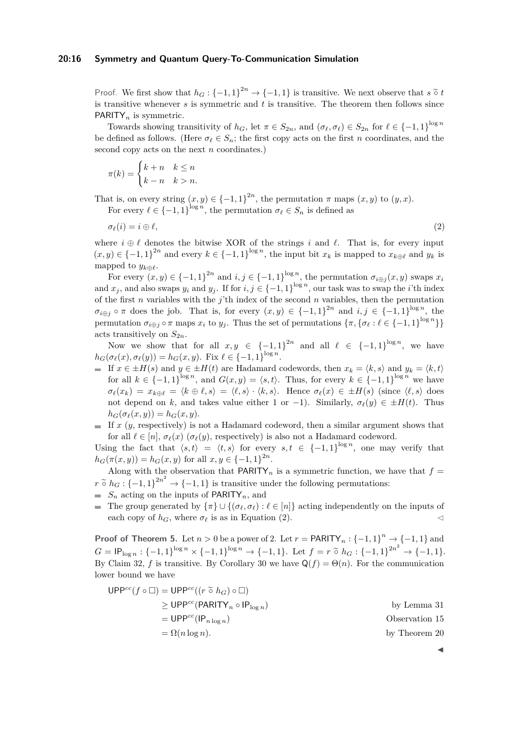Proof. We first show that $h_G : \{-1,1\}^{2n} \to \{-1,1\}$ is transitive. We next observe that $s \,\widetilde{\circ}\, t$ is transitive whenever $s$ is symmetric and $t$ is transitive. The theorem then follows since $\mathsf{PARITY}_n$ is symmetric.

Towards showing transitivity of $h_G$, let $\pi \in S_{2n}$, and $(\sigma_\ell, \sigma_\ell) \in S_{2n}$ for $\ell \in \{-1,1\}^{\log n}$ be defined as follows. (Here $\sigma_\ell \in S_n$; the first copy acts on the first $n$ coordinates, and the second copy acts on the next $n$ coordinates.)

$$\pi(k) = \begin{cases} k+n & k \leq n \\ k-n & k > n. \end{cases}$$

That is, on every string $(x,y) \in \{-1,1\}^{2n}$, the permutation $\pi$ maps $(x,y)$ to $(y,x)$.

For every $\ell \in \{-1,1\}^{\log n}$, the permutation $\sigma_\ell \in S_n$ is defined as

$$\sigma_\ell(i) = i \oplus \ell, \tag{2}$$

where $i \oplus \ell$ denotes the bitwise XOR of the strings $i$ and $\ell$. That is, for every input $(x,y) \in \{-1,1\}^{2n}$ and every $k \in \{-1,1\}^{\log n}$, the input bit $x_k$ is mapped to $x_{k\oplus\ell}$ and $y_k$ is mapped to $y_{k\oplus\ell}$.

For every $(x,y) \in \{-1,1\}^{2n}$ and $i,j \in \{-1,1\}^{\log n}$, the permutation $\sigma_{i\oplus j}(x,y)$ swaps $x_i$ and $x_j$, and also swaps $y_i$ and $y_j$. If for $i,j \in \{-1,1\}^{\log n}$, our task was to swap the $i$'th index of the first $n$ variables with the $j$'th index of the second $n$ variables, then the permutation $\sigma_{i\oplus j} \circ \pi$ does the job. That is, for every $(x,y) \in \{-1,1\}^{2n}$ and $i,j \in \{-1,1\}^{\log n}$, the permutation $\sigma_{i\oplus j} \circ \pi$ maps $x_i$ to $y_j$. Thus the set of permutations $\{\pi, \{\sigma_\ell : \ell \in \{-1,1\}^{\log n}\}\}$ acts transitively on $S_{2n}$.

Now we show that for all $x,y \in \{-1,1\}^{2n}$ and all $\ell \in \{-1,1\}^{\log n}$, we have $h_G(\sigma_\ell(x), \sigma_\ell(y)) = h_G(x,y)$. Fix $\ell \in \{-1,1\}^{\log n}$.

- If $x \in \pm H(s)$ and $y \in \pm H(t)$ are Hadamard codewords, then $x_k = \langle k, s\rangle$ and $y_k = \langle k, t\rangle$ for all $k \in \{-1,1\}^{\log n}$, and $G(x,y) = \langle s,t\rangle$. Thus, for every $k \in \{-1,1\}^{\log n}$ we have $\sigma_\ell(x_k) = x_{k\oplus\ell} = \langle k \oplus \ell, s\rangle = \langle \ell, s\rangle \cdot \langle k, s\rangle$. Hence $\sigma_\ell(x) \in \pm H(s)$ (since $\langle \ell, s\rangle$ does not depend on $k$, and takes value either 1 or $-1$). Similarly, $\sigma_\ell(y) \in \pm H(t)$. Thus $h_G(\sigma_\ell(x,y)) = h_G(x,y)$.
- If $x$ ($y$, respectively) is not a Hadamard codeword, then a similar argument shows that for all $\ell \in [n]$, $\sigma_\ell(x)$ ($\sigma_\ell(y)$, respectively) is also not a Hadamard codeword.

Using the fact that $\langle s,t\rangle = \langle t,s\rangle$ for every $s,t \in \{-1,1\}^{\log n}$, one may verify that $h_G(\pi(x,y)) = h_G(x,y)$ for all $x,y \in \{-1,1\}^{2n}$.

Along with the observation that $\mathsf{PARITY}_n$ is a symmetric function, we have that $f = r \,\widetilde{\circ}\, h_G : \{-1,1\}^{2n^2} \to \{-1,1\}$ is transitive under the following permutations:

- $S_n$ acting on the inputs of $\mathsf{PARITY}_n$, and
- The group generated by $\{\pi\} \cup \{(\sigma_\ell, \sigma_\ell) : \ell \in [n]\}$ acting independently on the inputs of each copy of $h_G$, where $\sigma_\ell$ is as in Equation (2). ◁

**Proof of Theorem 5.** Let $n > 0$ be a power of 2. Let $r = \mathsf{PARITY}_n : \{-1,1\}^n \to \{-1,1\}$ and $G = \mathsf{IP}_{\log n} : \{-1,1\}^{\log n} \times \{-1,1\}^{\log n} \to \{-1,1\}$. Let $f = r \,\widetilde{\circ}\, h_G : \{-1,1\}^{2n^2} \to \{-1,1\}$. By Claim 32, $f$ is transitive. By Corollary 30 we have $\mathsf{Q}(f) = \Theta(n)$. For the communication lower bound we have

$$\begin{aligned}
\mathsf{UPP}^{cc}(f \circ \square) &= \mathsf{UPP}^{cc}((r \,\widetilde{\circ}\, h_G) \circ \square) \\
&\geq \mathsf{UPP}^{cc}(\mathsf{PARITY}_n \circ \mathsf{IP}_{\log n}) && \text{by Lemma 31} \\
&= \mathsf{UPP}^{cc}(\mathsf{IP}_{n \log n}) && \text{Observation 15} \\
&= \Omega(n \log n). && \text{by Theorem 20}
\end{aligned}$$

◀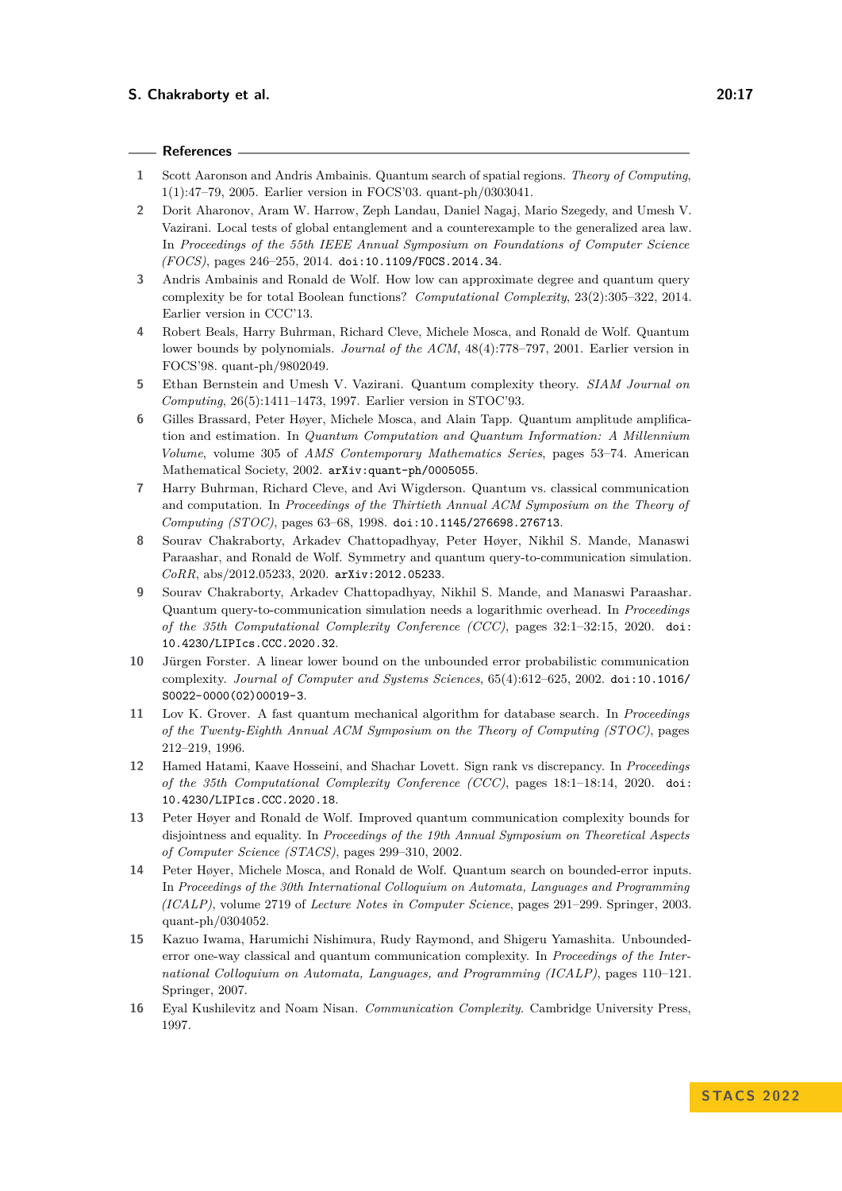## References

1. Scott Aaronson and Andris Ambainis. Quantum search of spatial regions. *Theory of Computing*, 1(1):47–79, 2005. Earlier version in FOCS'03. quant-ph/0303041.
2. Dorit Aharonov, Aram W. Harrow, Zeph Landau, Daniel Nagaj, Mario Szegedy, and Umesh V. Vazirani. Local tests of global entanglement and a counterexample to the generalized area law. In *Proceedings of the 55th IEEE Annual Symposium on Foundations of Computer Science (FOCS)*, pages 246–255, 2014. doi:10.1109/FOCS.2014.34.
3. Andris Ambainis and Ronald de Wolf. How low can approximate degree and quantum query complexity be for total Boolean functions? *Computational Complexity*, 23(2):305–322, 2014. Earlier version in CCC'13.
4. Robert Beals, Harry Buhrman, Richard Cleve, Michele Mosca, and Ronald de Wolf. Quantum lower bounds by polynomials. *Journal of the ACM*, 48(4):778–797, 2001. Earlier version in FOCS'98. quant-ph/9802049.
5. Ethan Bernstein and Umesh V. Vazirani. Quantum complexity theory. *SIAM Journal on Computing*, 26(5):1411–1473, 1997. Earlier version in STOC'93.
6. Gilles Brassard, Peter Høyer, Michele Mosca, and Alain Tapp. Quantum amplitude amplification and estimation. In *Quantum Computation and Quantum Information: A Millennium Volume*, volume 305 of *AMS Contemporary Mathematics Series*, pages 53–74. American Mathematical Society, 2002. arXiv:quant-ph/0005055.
7. Harry Buhrman, Richard Cleve, and Avi Wigderson. Quantum vs. classical communication and computation. In *Proceedings of the Thirtieth Annual ACM Symposium on the Theory of Computing (STOC)*, pages 63–68, 1998. doi:10.1145/276698.276713.
8. Sourav Chakraborty, Arkadev Chattopadhyay, Peter Høyer, Nikhil S. Mande, Manaswi Paraashar, and Ronald de Wolf. Symmetry and quantum query-to-communication simulation. *CoRR*, abs/2012.05233, 2020. arXiv:2012.05233.
9. Sourav Chakraborty, Arkadev Chattopadhyay, Nikhil S. Mande, and Manaswi Paraashar. Quantum query-to-communication simulation needs a logarithmic overhead. In *Proceedings of the 35th Computational Complexity Conference (CCC)*, pages 32:1–32:15, 2020. doi:10.4230/LIPIcs.CCC.2020.32.
10. Jürgen Forster. A linear lower bound on the unbounded error probabilistic communication complexity. *Journal of Computer and Systems Sciences*, 65(4):612–625, 2002. doi:10.1016/S0022-0000(02)00019-3.
11. Lov K. Grover. A fast quantum mechanical algorithm for database search. In *Proceedings of the Twenty-Eighth Annual ACM Symposium on the Theory of Computing (STOC)*, pages 212–219, 1996.
12. Hamed Hatami, Kaave Hosseini, and Shachar Lovett. Sign rank vs discrepancy. In *Proceedings of the 35th Computational Complexity Conference (CCC)*, pages 18:1–18:14, 2020. doi:10.4230/LIPIcs.CCC.2020.18.
13. Peter Høyer and Ronald de Wolf. Improved quantum communication complexity bounds for disjointness and equality. In *Proceedings of the 19th Annual Symposium on Theoretical Aspects of Computer Science (STACS)*, pages 299–310, 2002.
14. Peter Høyer, Michele Mosca, and Ronald de Wolf. Quantum search on bounded-error inputs. In *Proceedings of the 30th International Colloquium on Automata, Languages and Programming (ICALP)*, volume 2719 of *Lecture Notes in Computer Science*, pages 291–299. Springer, 2003. quant-ph/0304052.
15. Kazuo Iwama, Harumichi Nishimura, Rudy Raymond, and Shigeru Yamashita. Unbounded-error one-way classical and quantum communication complexity. In *Proceedings of the International Colloquium on Automata, Languages, and Programming (ICALP)*, pages 110–121. Springer, 2007.
16. Eyal Kushilevitz and Noam Nisan. *Communication Complexity*. Cambridge University Press, 1997.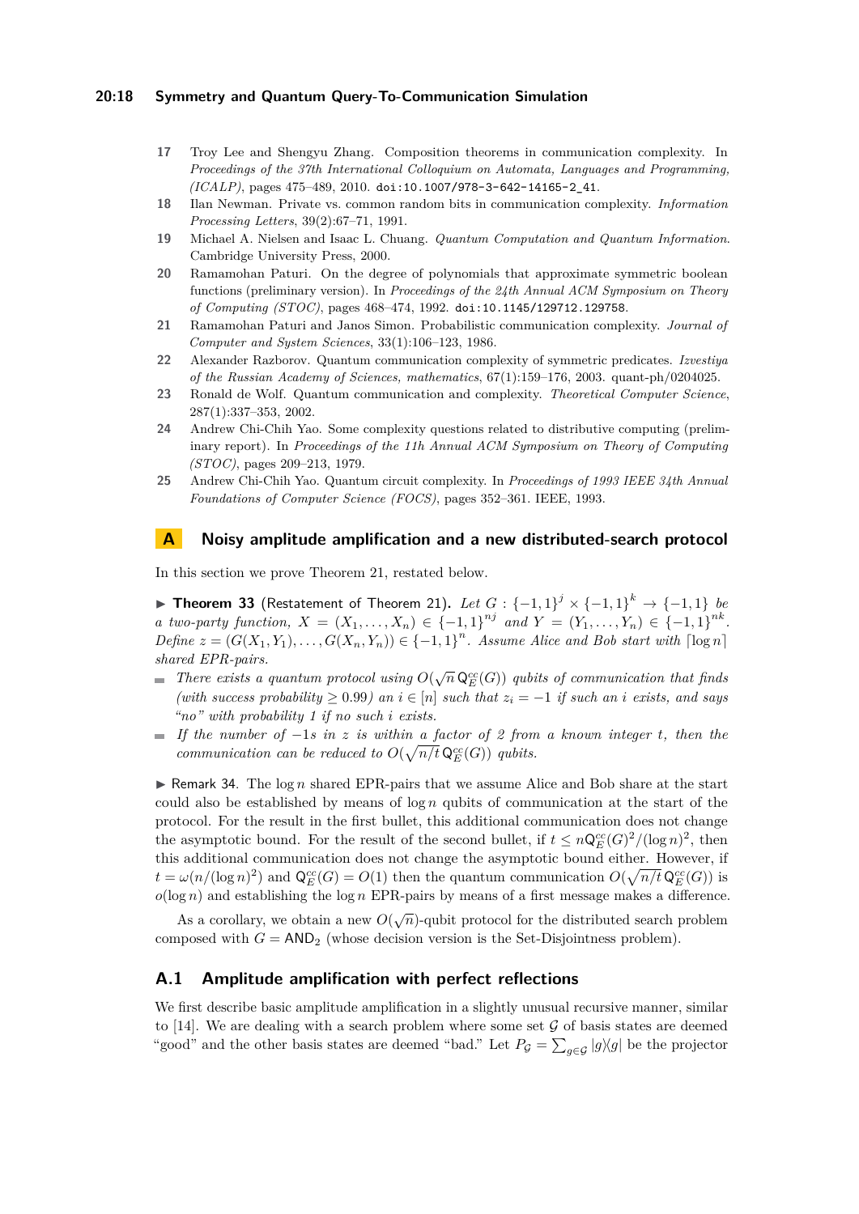17 Troy Lee and Shengyu Zhang. Composition theorems in communication complexity. In *Proceedings of the 37th International Colloquium on Automata, Languages and Programming, (ICALP)*, pages 475–489, 2010. doi:10.1007/978-3-642-14165-2_41.

18 Ilan Newman. Private vs. common random bits in communication complexity. *Information Processing Letters*, 39(2):67–71, 1991.

19 Michael A. Nielsen and Isaac L. Chuang. *Quantum Computation and Quantum Information*. Cambridge University Press, 2000.

20 Ramamohan Paturi. On the degree of polynomials that approximate symmetric boolean functions (preliminary version). In *Proceedings of the 24th Annual ACM Symposium on Theory of Computing (STOC)*, pages 468–474, 1992. doi:10.1145/129712.129758.

21 Ramamohan Paturi and Janos Simon. Probabilistic communication complexity. *Journal of Computer and System Sciences*, 33(1):106–123, 1986.

22 Alexander Razborov. Quantum communication complexity of symmetric predicates. *Izvestiya of the Russian Academy of Sciences, mathematics*, 67(1):159–176, 2003. quant-ph/0204025.

23 Ronald de Wolf. Quantum communication and complexity. *Theoretical Computer Science*, 287(1):337–353, 2002.

24 Andrew Chi-Chih Yao. Some complexity questions related to distributive computing (preliminary report). In *Proceedings of the 11th Annual ACM Symposium on Theory of Computing (STOC)*, pages 209–213, 1979.

25 Andrew Chi-Chih Yao. Quantum circuit complexity. In *Proceedings of 1993 IEEE 34th Annual Foundations of Computer Science (FOCS)*, pages 352–361. IEEE, 1993.

# A Noisy amplitude amplification and a new distributed-search protocol

In this section we prove Theorem 21, restated below.

▶ **Theorem 33** (Restatement of Theorem 21)**.** *Let $G : \{-1,1\}^j \times \{-1,1\}^k \to \{-1,1\}$ be a two-party function, $X = (X_1, \ldots, X_n) \in \{-1,1\}^{nj}$ and $Y = (Y_1, \ldots, Y_n) \in \{-1,1\}^{nk}$. Define $z = (G(X_1, Y_1), \ldots, G(X_n, Y_n)) \in \{-1,1\}^n$. Assume Alice and Bob start with $\lceil \log n \rceil$ shared EPR-pairs.*

- *There exists a quantum protocol using $O(\sqrt{n}\,\mathsf{Q}_E^{cc}(G))$ qubits of communication that finds (with success probability $\geq 0.99$) an $i \in [n]$ such that $z_i = -1$ if such an $i$ exists, and says "no" with probability 1 if no such $i$ exists.*
- *If the number of $-1$s in $z$ is within a factor of 2 from a known integer $t$, then the communication can be reduced to $O(\sqrt{n/t}\,\mathsf{Q}_E^{cc}(G))$ qubits.*

▶ Remark 34. The $\log n$ shared EPR-pairs that we assume Alice and Bob share at the start could also be established by means of $\log n$ qubits of communication at the start of the protocol. For the result in the first bullet, this additional communication does not change the asymptotic bound. For the result of the second bullet, if $t \leq n\mathsf{Q}_E^{cc}(G)^2/(\log n)^2$, then this additional communication does not change the asymptotic bound either. However, if $t = \omega(n/(\log n)^2)$ and $\mathsf{Q}_E^{cc}(G) = O(1)$ then the quantum communication $O(\sqrt{n/t}\,\mathsf{Q}_E^{cc}(G))$ is $o(\log n)$ and establishing the $\log n$ EPR-pairs by means of a first message makes a difference.

As a corollary, we obtain a new $O(\sqrt{n})$-qubit protocol for the distributed search problem composed with $G = \mathsf{AND}_2$ (whose decision version is the Set-Disjointness problem).

## A.1 Amplitude amplification with perfect reflections

We first describe basic amplitude amplification in a slightly unusual recursive manner, similar to [14]. We are dealing with a search problem where some set $\mathcal{G}$ of basis states are deemed "good" and the other basis states are deemed "bad." Let $P_{\mathcal{G}} = \sum_{g \in \mathcal{G}} |g\rangle\langle g|$ be the projector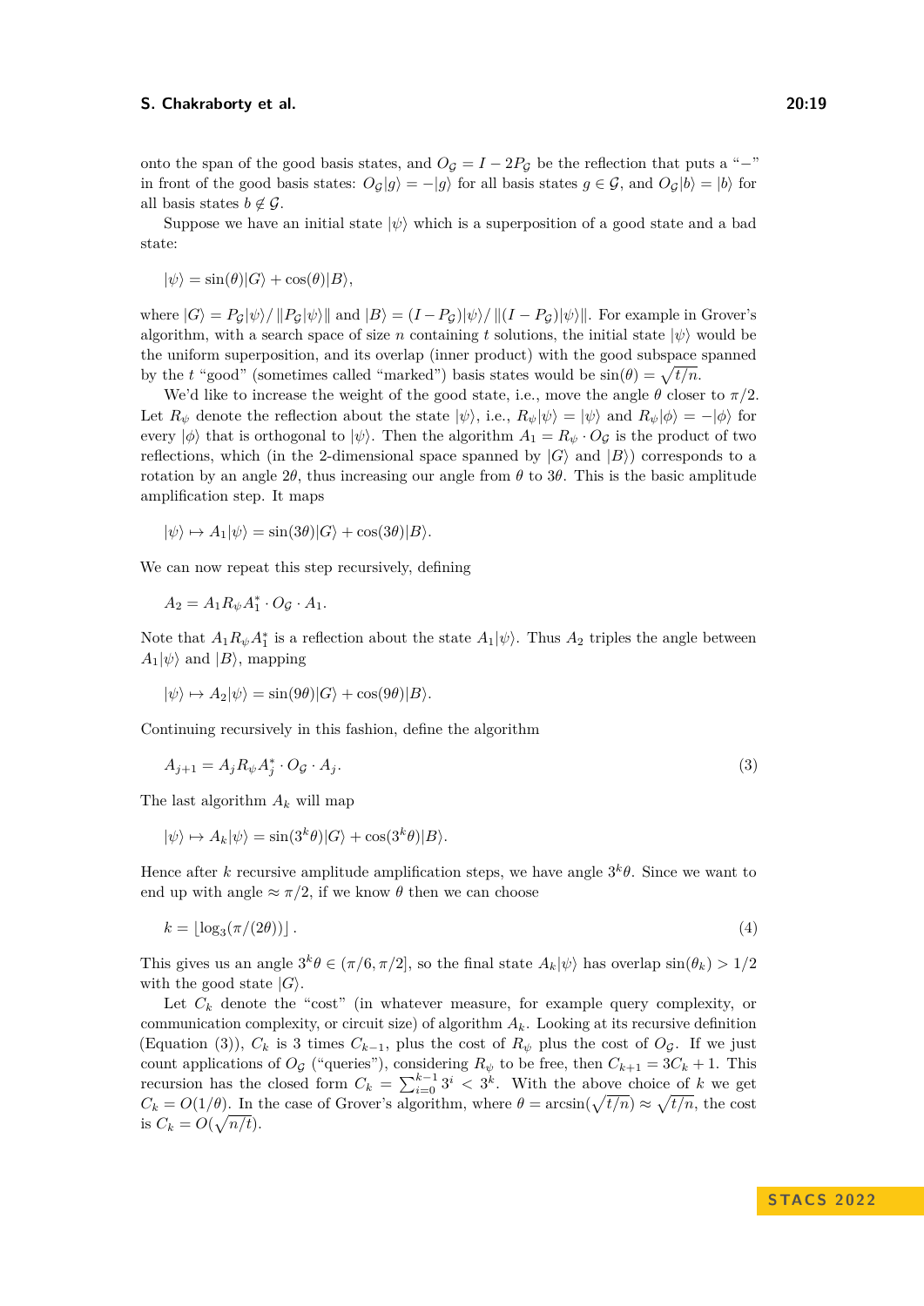onto the span of the good basis states, and $O_{\mathcal{G}} = I - 2P_{\mathcal{G}}$ be the reflection that puts a "−" in front of the good basis states: $O_{\mathcal{G}}|g\rangle = -|g\rangle$ for all basis states $g \in \mathcal{G}$, and $O_{\mathcal{G}}|b\rangle = |b\rangle$ for all basis states $b \notin \mathcal{G}$.

Suppose we have an initial state $|\psi\rangle$ which is a superposition of a good state and a bad state:

$$|\psi\rangle = \sin(\theta)|G\rangle + \cos(\theta)|B\rangle,$$

where $|G\rangle = P_{\mathcal{G}}|\psi\rangle / \|P_{\mathcal{G}}|\psi\rangle\|$ and $|B\rangle = (I - P_{\mathcal{G}})|\psi\rangle / \|(I - P_{\mathcal{G}})|\psi\rangle\|$. For example in Grover's algorithm, with a search space of size $n$ containing $t$ solutions, the initial state $|\psi\rangle$ would be the uniform superposition, and its overlap (inner product) with the good subspace spanned by the $t$ "good" (sometimes called "marked") basis states would be $\sin(\theta) = \sqrt{t/n}$.

We'd like to increase the weight of the good state, i.e., move the angle $\theta$ closer to $\pi/2$. Let $R_\psi$ denote the reflection about the state $|\psi\rangle$, i.e., $R_\psi|\psi\rangle = |\psi\rangle$ and $R_\psi|\phi\rangle = -|\phi\rangle$ for every $|\phi\rangle$ that is orthogonal to $|\psi\rangle$. Then the algorithm $A_1 = R_\psi \cdot O_{\mathcal{G}}$ is the product of two reflections, which (in the 2-dimensional space spanned by $|G\rangle$ and $|B\rangle$) corresponds to a rotation by an angle $2\theta$, thus increasing our angle from $\theta$ to $3\theta$. This is the basic amplitude amplification step. It maps

$$|\psi\rangle \mapsto A_1|\psi\rangle = \sin(3\theta)|G\rangle + \cos(3\theta)|B\rangle.$$

We can now repeat this step recursively, defining

$$A_2 = A_1 R_\psi A_1^* \cdot O_{\mathcal{G}} \cdot A_1.$$

Note that $A_1 R_\psi A_1^*$ is a reflection about the state $A_1|\psi\rangle$. Thus $A_2$ triples the angle between $A_1|\psi\rangle$ and $|B\rangle$, mapping

$$|\psi\rangle \mapsto A_2|\psi\rangle = \sin(9\theta)|G\rangle + \cos(9\theta)|B\rangle.$$

Continuing recursively in this fashion, define the algorithm

$$A_{j+1} = A_j R_\psi A_j^* \cdot O_{\mathcal{G}} \cdot A_j. \tag{3}$$

The last algorithm $A_k$ will map

$$|\psi\rangle \mapsto A_k|\psi\rangle = \sin(3^k\theta)|G\rangle + \cos(3^k\theta)|B\rangle.$$

Hence after $k$ recursive amplitude amplification steps, we have angle $3^k\theta$. Since we want to end up with angle $\approx \pi/2$, if we know $\theta$ then we can choose

$$k = \lfloor \log_3(\pi/(2\theta)) \rfloor. \tag{4}$$

This gives us an angle $3^k\theta \in (\pi/6, \pi/2]$, so the final state $A_k|\psi\rangle$ has overlap $\sin(\theta_k) > 1/2$ with the good state $|G\rangle$.

Let $C_k$ denote the "cost" (in whatever measure, for example query complexity, or communication complexity, or circuit size) of algorithm $A_k$. Looking at its recursive definition (Equation (3)), $C_k$ is 3 times $C_{k-1}$, plus the cost of $R_\psi$ plus the cost of $O_{\mathcal{G}}$. If we just count applications of $O_{\mathcal{G}}$ ("queries"), considering $R_\psi$ to be free, then $C_{k+1} = 3C_k + 1$. This recursion has the closed form $C_k = \sum_{i=0}^{k-1} 3^i < 3^k$. With the above choice of $k$ we get $C_k = O(1/\theta)$. In the case of Grover's algorithm, where $\theta = \arcsin(\sqrt{t/n}) \approx \sqrt{t/n}$, the cost is $C_k = O(\sqrt{n/t})$.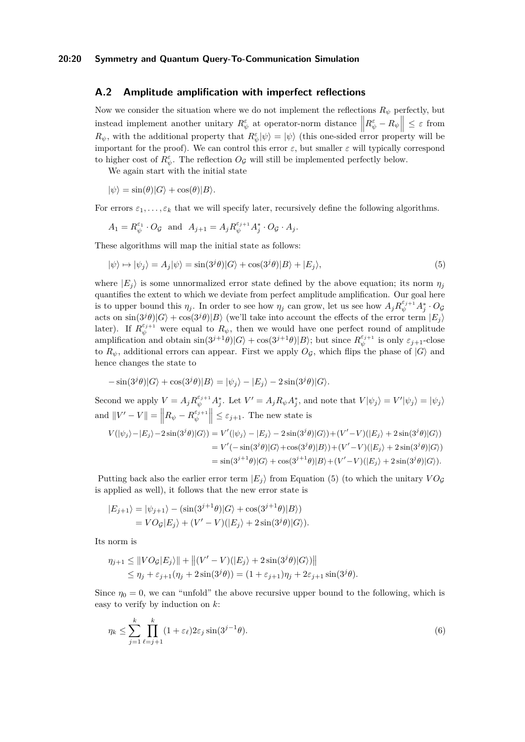## A.2 Amplitude amplification with imperfect reflections

Now we consider the situation where we do not implement the reflections $R_\psi$ perfectly, but instead implement another unitary $R_\psi^\varepsilon$ at operator-norm distance $\left\|R_\psi^\varepsilon - R_\psi\right\| \leq \varepsilon$ from $R_\psi$, with the additional property that $R_\psi^\varepsilon|\psi\rangle = |\psi\rangle$ (this one-sided error property will be important for the proof). We can control this error $\varepsilon$, but smaller $\varepsilon$ will typically correspond to higher cost of $R_\psi^\varepsilon$. The reflection $O_\mathcal{G}$ will still be implemented perfectly below.

We again start with the initial state

$$|\psi\rangle = \sin(\theta)|G\rangle + \cos(\theta)|B\rangle.$$

For errors $\varepsilon_1, \ldots, \varepsilon_k$ that we will specify later, recursively define the following algorithms.

$$A_1 = R_\psi^{\varepsilon_1} \cdot O_\mathcal{G} \quad \text{and} \quad A_{j+1} = A_j R_\psi^{\varepsilon_{j+1}} A_j^* \cdot O_\mathcal{G} \cdot A_j.$$

These algorithms will map the initial state as follows:

$$|\psi\rangle \mapsto |\psi_j\rangle = A_j|\psi\rangle = \sin(3^j\theta)|G\rangle + \cos(3^j\theta)|B\rangle + |E_j\rangle, \tag{5}$$

where $|E_j\rangle$ is some unnormalized error state defined by the above equation; its norm $\eta_j$ quantifies the extent to which we deviate from perfect amplitude amplification. Our goal here is to upper bound this $\eta_j$. In order to see how $\eta_j$ can grow, let us see how $A_j R_\psi^{\varepsilon_{j+1}} A_j^* \cdot O_\mathcal{G}$ acts on $\sin(3^j\theta)|G\rangle + \cos(3^j\theta)|B\rangle$ (we'll take into account the effects of the error term $|E_j\rangle$ later). If $R_\psi^{\varepsilon_{j+1}}$ were equal to $R_\psi$, then we would have one perfect round of amplitude amplification and obtain $\sin(3^{j+1}\theta)|G\rangle + \cos(3^{j+1}\theta)|B\rangle$; but since $R_\psi^{\varepsilon_{j+1}}$ is only $\varepsilon_{j+1}$-close to $R_\psi$, additional errors can appear. First we apply $O_\mathcal{G}$, which flips the phase of $|G\rangle$ and hence changes the state to

$$-\sin(3^j\theta)|G\rangle + \cos(3^j\theta)|B\rangle = |\psi_j\rangle - |E_j\rangle - 2\sin(3^j\theta)|G\rangle.$$

Second we apply $V = A_j R_\psi^{\varepsilon_{j+1}} A_j^*$. Let $V' = A_j R_\psi A_j^*$, and note that $V|\psi_j\rangle = V'|\psi_j\rangle = |\psi_j\rangle$ and $\|V' - V\| = \left\|R_\psi - R_\psi^{\varepsilon_{j+1}}\right\| \leq \varepsilon_{j+1}$. The new state is

$$\begin{aligned}
V(|\psi_j\rangle - |E_j\rangle - 2\sin(3^j\theta)|G\rangle) &= V'(|\psi_j\rangle - |E_j\rangle - 2\sin(3^j\theta)|G\rangle) + (V' - V)(|E_j\rangle + 2\sin(3^j\theta)|G\rangle) \\
&= V'(-\sin(3^j\theta)|G\rangle + \cos(3^j\theta)|B\rangle) + (V' - V)(|E_j\rangle + 2\sin(3^j\theta)|G\rangle) \\
&= \sin(3^{j+1}\theta)|G\rangle + \cos(3^{j+1}\theta)|B\rangle + (V' - V)(|E_j\rangle + 2\sin(3^j\theta)|G\rangle).
\end{aligned}$$

Putting back also the earlier error term $|E_j\rangle$ from Equation (5) (to which the unitary $VO_\mathcal{G}$ is applied as well), it follows that the new error state is

$$\begin{aligned}
|E_{j+1}\rangle &= |\psi_{j+1}\rangle - (\sin(3^{j+1}\theta)|G\rangle + \cos(3^{j+1}\theta)|B\rangle) \\
&= VO_\mathcal{G}|E_j\rangle + (V' - V)(|E_j\rangle + 2\sin(3^j\theta)|G\rangle).
\end{aligned}$$

Its norm is

$$\begin{aligned}
\eta_{j+1} &\leq \|VO_\mathcal{G}|E_j\rangle\| + \left\|(V' - V)(|E_j\rangle + 2\sin(3^j\theta)|G\rangle)\right\| \\
&\leq \eta_j + \varepsilon_{j+1}(\eta_j + 2\sin(3^j\theta)) = (1 + \varepsilon_{j+1})\eta_j + 2\varepsilon_{j+1}\sin(3^j\theta).
\end{aligned}$$

Since $\eta_0 = 0$, we can "unfold" the above recursive upper bound to the following, which is easy to verify by induction on $k$:

$$\eta_k \leq \sum_{j=1}^{k} \prod_{\ell=j+1}^{k} (1 + \varepsilon_\ell) 2\varepsilon_j \sin(3^{j-1}\theta). \tag{6}$$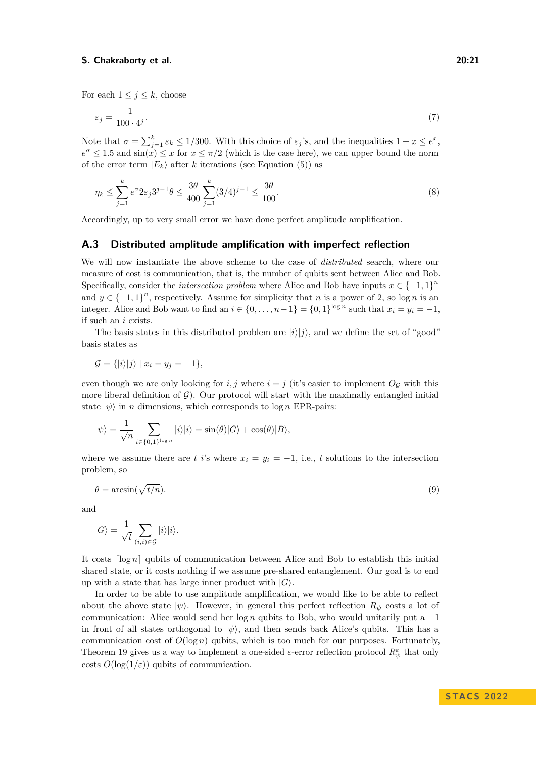For each $1 \leq j \leq k$, choose

$$\varepsilon_j = \frac{1}{100 \cdot 4^j}. \tag{7}$$

Note that $\sigma = \sum_{j=1}^{k} \varepsilon_k \leq 1/300$. With this choice of $\varepsilon_j$'s, and the inequalities $1 + x \leq e^x$, $e^\sigma \leq 1.5$ and $\sin(x) \leq x$ for $x \leq \pi/2$ (which is the case here), we can upper bound the norm of the error term $|E_k\rangle$ after $k$ iterations (see Equation (5)) as

$$\eta_k \leq \sum_{j=1}^{k} e^\sigma 2\varepsilon_j 3^{j-1}\theta \leq \frac{3\theta}{400} \sum_{j=1}^{k} (3/4)^{j-1} \leq \frac{3\theta}{100}. \tag{8}$$

Accordingly, up to very small error we have done perfect amplitude amplification.

## A.3 Distributed amplitude amplification with imperfect reflection

We will now instantiate the above scheme to the case of *distributed* search, where our measure of cost is communication, that is, the number of qubits sent between Alice and Bob. Specifically, consider the *intersection problem* where Alice and Bob have inputs $x \in \{-1, 1\}^n$ and $y \in \{-1, 1\}^n$, respectively. Assume for simplicity that $n$ is a power of 2, so $\log n$ is an integer. Alice and Bob want to find an $i \in \{0, \ldots, n-1\} = \{0, 1\}^{\log n}$ such that $x_i = y_i = -1$, if such an $i$ exists.

The basis states in this distributed problem are $|i\rangle|j\rangle$, and we define the set of "good" basis states as

$$\mathcal{G} = \{|i\rangle|j\rangle \mid x_i = y_j = -1\},$$

even though we are only looking for $i, j$ where $i = j$ (it's easier to implement $O_{\mathcal{G}}$ with this more liberal definition of $\mathcal{G}$). Our protocol will start with the maximally entangled initial state $|\psi\rangle$ in $n$ dimensions, which corresponds to $\log n$ EPR-pairs:

$$|\psi\rangle = \frac{1}{\sqrt{n}} \sum_{i \in \{0,1\}^{\log n}} |i\rangle|i\rangle = \sin(\theta)|G\rangle + \cos(\theta)|B\rangle,$$

where we assume there are $t$ $i$'s where $x_i = y_i = -1$, i.e., $t$ solutions to the intersection problem, so

$$\theta = \arcsin(\sqrt{t/n}). \tag{9}$$

and

$$|G\rangle = \frac{1}{\sqrt{t}} \sum_{(i,i) \in \mathcal{G}} |i\rangle|i\rangle.$$

It costs $\lceil \log n \rceil$ qubits of communication between Alice and Bob to establish this initial shared state, or it costs nothing if we assume pre-shared entanglement. Our goal is to end up with a state that has large inner product with $|G\rangle$.

In order to be able to use amplitude amplification, we would like to be able to reflect about the above state $|\psi\rangle$. However, in general this perfect reflection $R_\psi$ costs a lot of communication: Alice would send her $\log n$ qubits to Bob, who would unitarily put a $-1$ in front of all states orthogonal to $|\psi\rangle$, and then sends back Alice's qubits. This has a communication cost of $O(\log n)$ qubits, which is too much for our purposes. Fortunately, Theorem 19 gives us a way to implement a one-sided $\varepsilon$-error reflection protocol $R_\psi^\varepsilon$ that only costs $O(\log(1/\varepsilon))$ qubits of communication.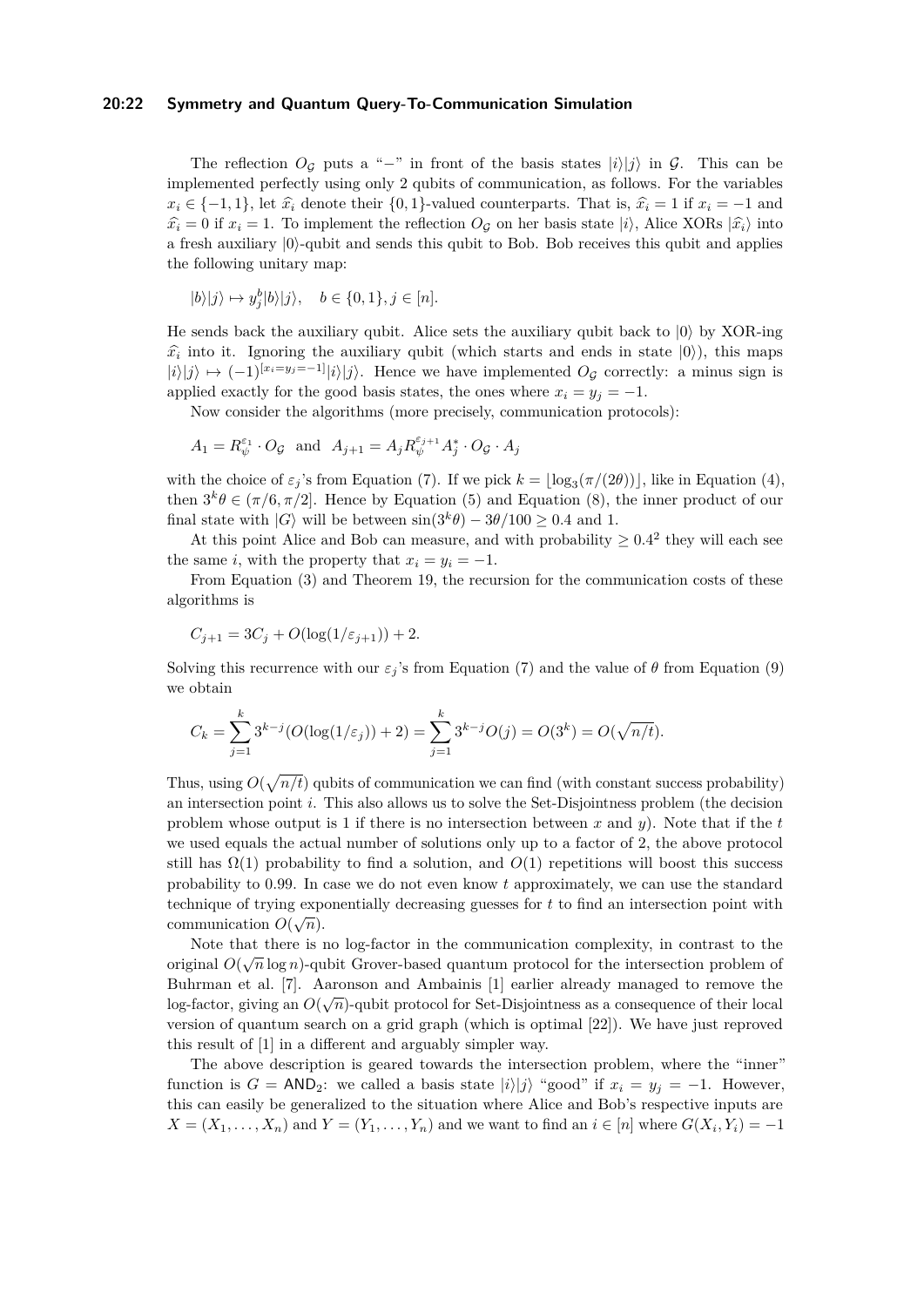The reflection $O_{\mathcal{G}}$ puts a "−" in front of the basis states $|i\rangle|j\rangle$ in $\mathcal{G}$. This can be implemented perfectly using only 2 qubits of communication, as follows. For the variables $x_i \in \{-1, 1\}$, let $\widehat{x}_i$ denote their $\{0, 1\}$-valued counterparts. That is, $\widehat{x}_i = 1$ if $x_i = -1$ and $\widehat{x}_i = 0$ if $x_i = 1$. To implement the reflection $O_{\mathcal{G}}$ on her basis state $|i\rangle$, Alice XORs $|\widehat{x}_i\rangle$ into a fresh auxiliary $|0\rangle$-qubit and sends this qubit to Bob. Bob receives this qubit and applies the following unitary map:

$$|b\rangle|j\rangle \mapsto y_j^b|b\rangle|j\rangle, \quad b \in \{0, 1\}, j \in [n].$$

He sends back the auxiliary qubit. Alice sets the auxiliary qubit back to $|0\rangle$ by XOR-ing $\widehat{x}_i$ into it. Ignoring the auxiliary qubit (which starts and ends in state $|0\rangle$), this maps $|i\rangle|j\rangle \mapsto (-1)^{[x_i=y_j=-1]}|i\rangle|j\rangle$. Hence we have implemented $O_{\mathcal{G}}$ correctly: a minus sign is applied exactly for the good basis states, the ones where $x_i = y_j = -1$.

Now consider the algorithms (more precisely, communication protocols):

$$A_1 = R_\psi^{\varepsilon_1} \cdot O_{\mathcal{G}} \quad \text{and} \quad A_{j+1} = A_j R_\psi^{\varepsilon_{j+1}} A_j^* \cdot O_{\mathcal{G}} \cdot A_j$$

with the choice of $\varepsilon_j$'s from Equation (7). If we pick $k = \lfloor \log_3(\pi/(2\theta)) \rfloor$, like in Equation (4), then $3^k\theta \in (\pi/6, \pi/2]$. Hence by Equation (5) and Equation (8), the inner product of our final state with $|G\rangle$ will be between $\sin(3^k\theta) - 3\theta/100 \geq 0.4$ and 1.

At this point Alice and Bob can measure, and with probability $\geq 0.4^2$ they will each see the same $i$, with the property that $x_i = y_i = -1$.

From Equation (3) and Theorem 19, the recursion for the communication costs of these algorithms is

$$C_{j+1} = 3C_j + O(\log(1/\varepsilon_{j+1})) + 2.$$

Solving this recurrence with our $\varepsilon_j$'s from Equation (7) and the value of $\theta$ from Equation (9) we obtain

$$C_k = \sum_{j=1}^{k} 3^{k-j}(O(\log(1/\varepsilon_j)) + 2) = \sum_{j=1}^{k} 3^{k-j}O(j) = O(3^k) = O(\sqrt{n/t}).$$

Thus, using $O(\sqrt{n/t})$ qubits of communication we can find (with constant success probability) an intersection point $i$. This also allows us to solve the Set-Disjointness problem (the decision problem whose output is 1 if there is no intersection between $x$ and $y$). Note that if the $t$ we used equals the actual number of solutions only up to a factor of 2, the above protocol still has $\Omega(1)$ probability to find a solution, and $O(1)$ repetitions will boost this success probability to 0.99. In case we do not even know $t$ approximately, we can use the standard technique of trying exponentially decreasing guesses for $t$ to find an intersection point with communication $O(\sqrt{n})$.

Note that there is no log-factor in the communication complexity, in contrast to the original $O(\sqrt{n}\log n)$-qubit Grover-based quantum protocol for the intersection problem of Buhrman et al. [7]. Aaronson and Ambainis [1] earlier already managed to remove the log-factor, giving an $O(\sqrt{n})$-qubit protocol for Set-Disjointness as a consequence of their local version of quantum search on a grid graph (which is optimal [22]). We have just reproved this result of [1] in a different and arguably simpler way.

The above description is geared towards the intersection problem, where the "inner" function is $G = \mathsf{AND}_2$: we called a basis state $|i\rangle|j\rangle$ "good" if $x_i = y_j = -1$. However, this can easily be generalized to the situation where Alice and Bob's respective inputs are $X = (X_1, \ldots, X_n)$ and $Y = (Y_1, \ldots, Y_n)$ and we want to find an $i \in [n]$ where $G(X_i, Y_i) = -1$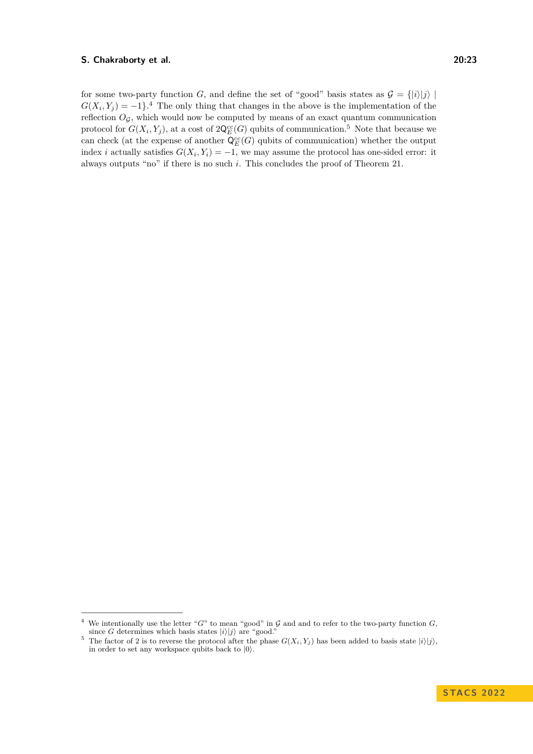for some two-party function $G$, and define the set of "good" basis states as $\mathcal{G} = \{|i\rangle|j\rangle \mid G(X_i, Y_j) = -1\}$.[4] The only thing that changes in the above is the implementation of the reflection $O_{\mathcal{G}}$, which would now be computed by means of an exact quantum communication protocol for $G(X_i, Y_j)$, at a cost of $2\mathsf{Q}_E^{cc}(G)$ qubits of communication.[5] Note that because we can check (at the expense of another $\mathsf{Q}_E^{cc}(G)$ qubits of communication) whether the output index $i$ actually satisfies $G(X_i, Y_i) = -1$, we may assume the protocol has one-sided error: it always outputs "no" if there is no such $i$. This concludes the proof of Theorem 21.

---

[4] We intentionally use the letter "$G$" to mean "good" in $\mathcal{G}$ and and to refer to the two-party function $G$, since $G$ determines which basis states $|i\rangle|j\rangle$ are "good."

[5] The factor of 2 is to reverse the protocol after the phase $G(X_i, Y_j)$ has been added to basis state $|i\rangle|j\rangle$, in order to set any workspace qubits back to $|0\rangle$.